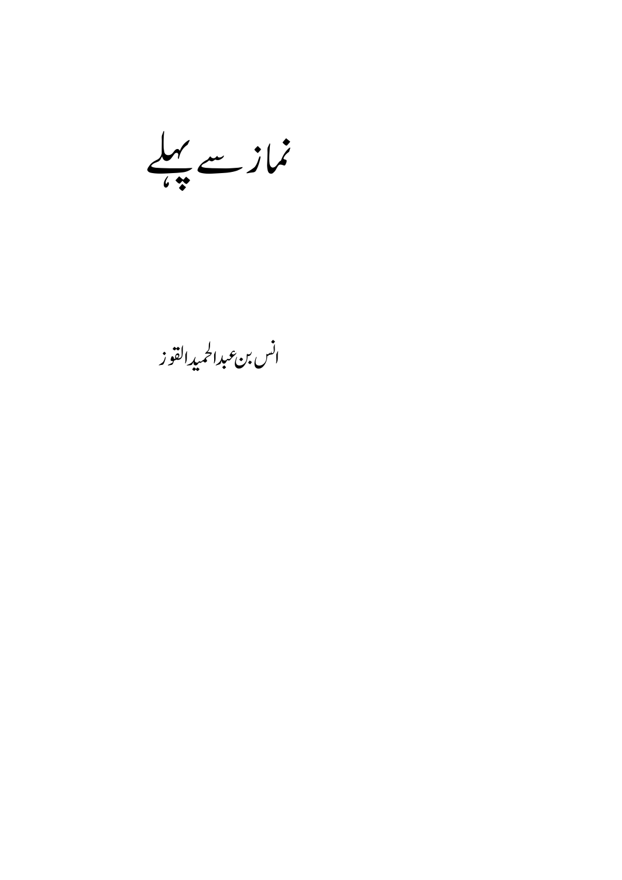# نماز سے پہلے

انس بن عبدالحمید القوز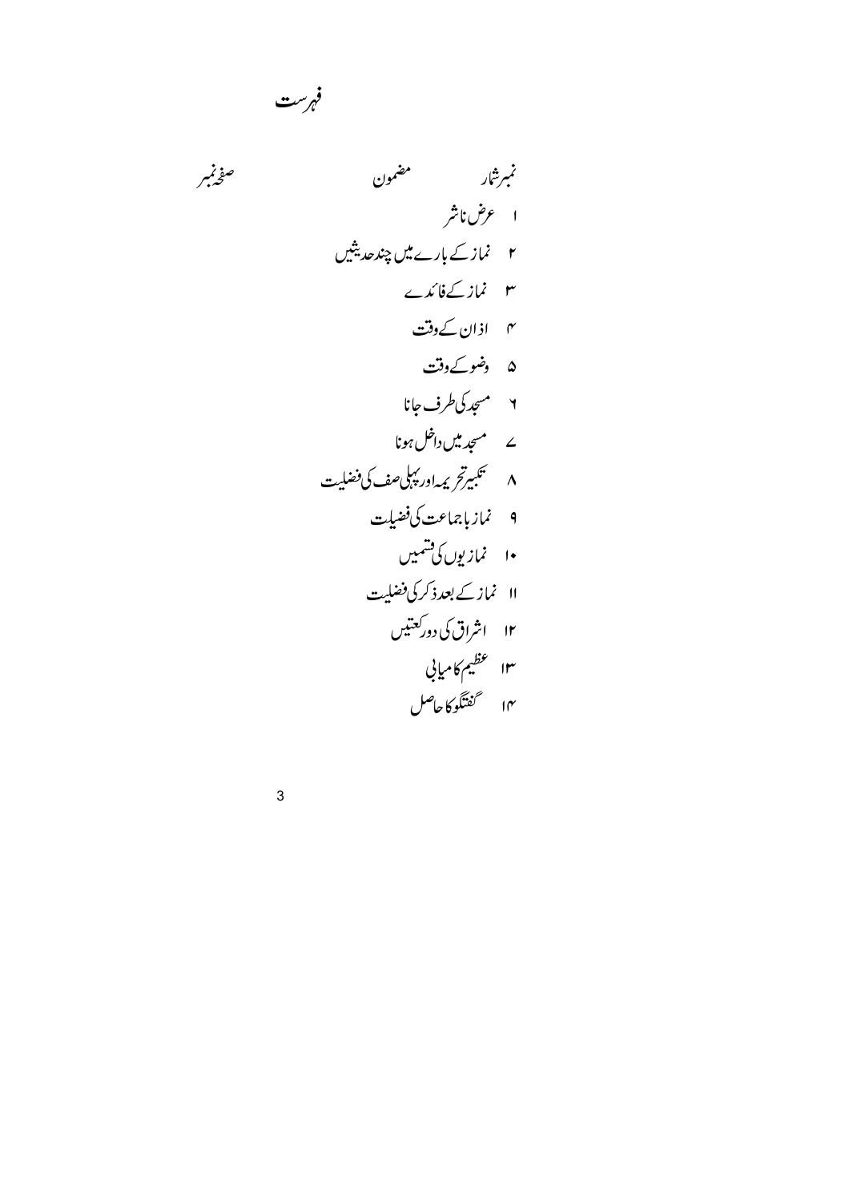# فہرست

| نمبر شمار | مضمون | صفحہ نمبر |
|---|---|---|
| ۱ | عرض ناشر | |
| ۲ | نماز کے بارے میں چند حدیثیں | |
| ۳ | نماز کے فائدے | |
| ۴ | اذان کے وقت | |
| ۵ | وضو کے وقت | |
| ۶ | مسجد کی طرف جانا | |
| ۷ | مسجد میں داخل ہونا | |
| ۸ | تکبیر تحریمہ اور پہلی صف کی فضیلت | |
| ۹ | نماز باجماعت کی فضیلت | |
| ۱۰ | نمازیوں کی قسمیں | |
| ۱۱ | نماز کے بعد ذکر کی فضیلت | |
| ۱۲ | اشراق کی دو رکعتیں | |
| ۱۳ | عظیم کامیابی | |
| ۱۴ | گفتگو کا حاصل | |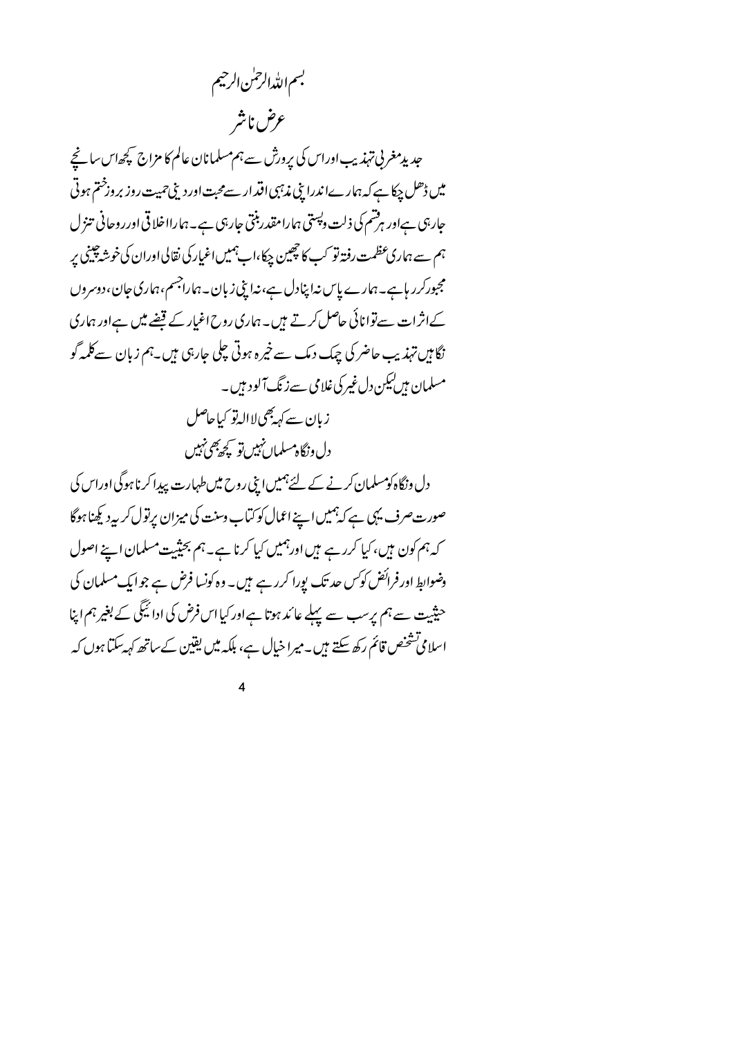بسم اللہ الرحمٰن الرحیم

# عرض ناشر

جدید مغربی تہذیب اور اس کی پرورش سے ہم مسلمانان عالم کا مزاج کچھ اس سانچے میں ڈھل چکا ہے کہ ہمارے اندر اپنی مذہبی اقدار سے محبت اور دینی حمیت روز بروز ختم ہوتی جارہی ہے اور ہر قسم کی ذلت و پستی ہمارا مقدر بنتی جارہی ہے۔ ہمارا اخلاقی اور روحانی تنزل ہم سے ہماری عظمت رفتہ تو کب کا چھین چکا، اب ہمیں اغیار کی نقالی اور ان کی خوشہ چینی پر مجبور کررہا ہے۔ ہمارے پاس نہ اپنا دل ہے، نہ اپنی زبان۔ ہمارا جسم، ہماری جان، دوسروں کے اثرات سے توانائی حاصل کرتے ہیں۔ ہماری روح اغیار کے قبضے میں ہے اور ہماری نگاہیں تہذیب حاضر کی چمک دمک سے خیرہ ہوتی چلی جارہی ہیں۔ ہم زبان سے کلمہ گو مسلمان ہیں لیکن دل غیر کی غلامی سے زنگ آلود ہیں۔

زبان سے کہہ بھی لاالہ تو کیا حاصل
دل و نگاہ مسلماں نہیں تو کچھ بھی نہیں

دل و نگاہ کو مسلمان کرنے کے لئے ہمیں اپنی روح میں طہارت پیدا کرنا ہوگی اور اس کی صورت صرف یہی ہے کہ ہمیں اپنے اعمال کو کتاب و سنت کی میزان پر تول کر یہ دیکھنا ہوگا کہ ہم کون ہیں، کیا کررہے ہیں اور ہمیں کیا کرنا ہے۔ ہم بحیثیت مسلمان اپنے اصول وضوابط اور فرائض کو کس حد تک پورا کررہے ہیں۔ وہ کونسا فرض ہے جو ایک مسلمان کی حیثیت سے ہم پر سب سے پہلے عائد ہوتا ہے اور کیا اس فرض کی ادائیگی کے بغیر ہم اپنا اسلامی تشخص قائم رکھ سکتے ہیں۔ میرا خیال ہے، بلکہ میں یقین کے ساتھ کہہ سکتا ہوں کہ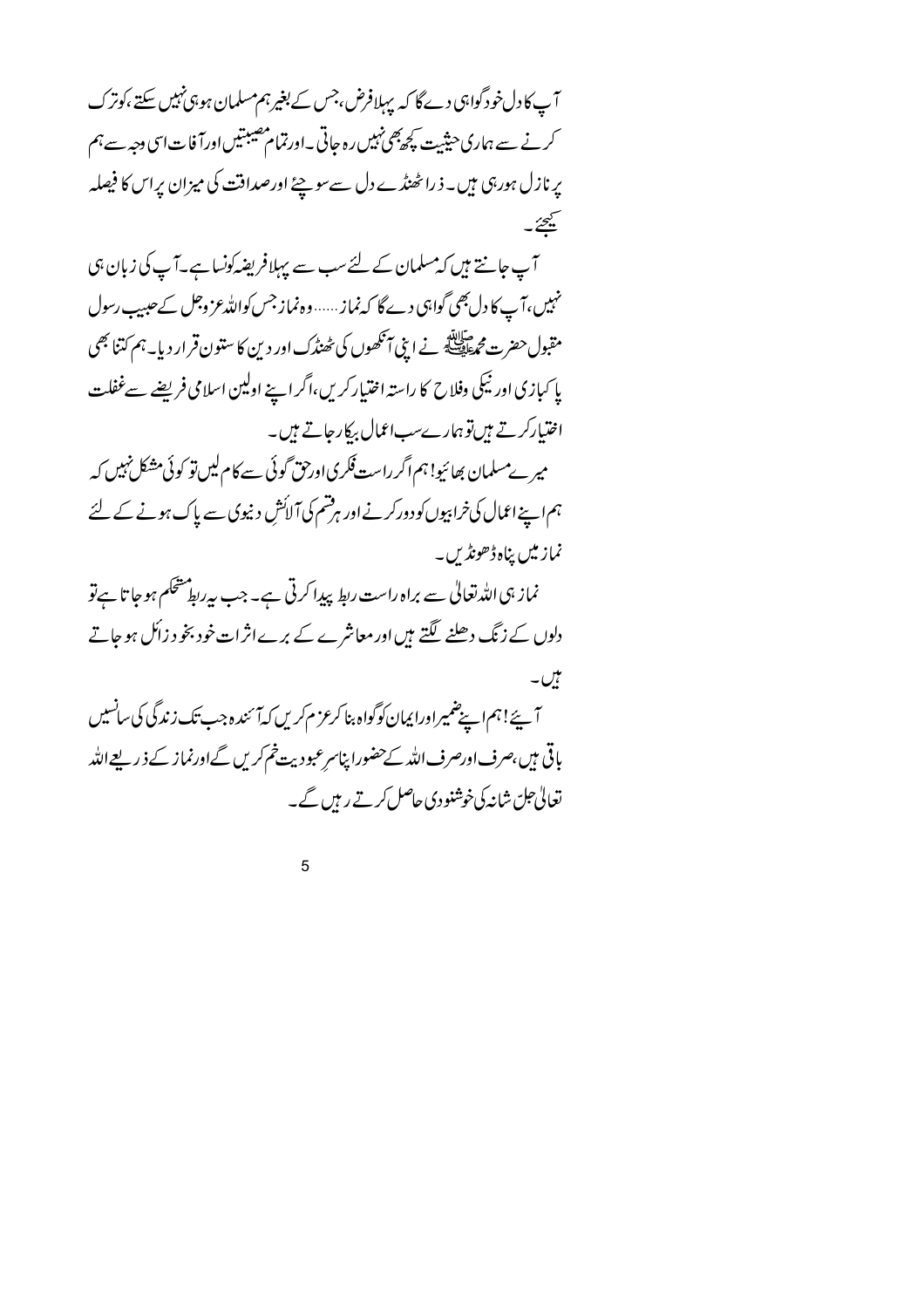آپ کا دل خود گواہی دے گا کہ پہلا فرض، جس کے بغیر ہم مسلمان ہو ہی نہیں سکتے، کو ترک کرنے سے ہماری حیثیت کچھ بھی نہیں رہ جاتی۔ اور تمام مصیبتیں اور آفات اسی وجہ سے ہم پر نازل ہو رہی ہیں۔ ذرا ٹھنڈے دل سے سوچئے اور صداقت کی میزان پر اس کا فیصلہ کیجئے۔

آپ جانتے ہیں کہ مسلمان کے لئے سب سے پہلا فریضہ کونسا ہے۔ آپ کی زبان ہی نہیں، آپ کا دل بھی گواہی دے گا کہ نماز...... وہ نماز جس کو اللہ عزوجل کے حبیب رسول مقبول حضرت محمد ﷺ نے اپنی آنکھوں کی ٹھنڈک اور دین کا ستون قرار دیا۔ ہم کتنا بھی پاکبازی اور نیکی وفلاح کا راستہ اختیار کریں، اگر اپنے اولین اسلامی فریضے سے غفلت اختیار کرتے ہیں تو ہمارے سب اعمال بیکار جاتے ہیں۔

میرے مسلمان بھائیو! ہم اگر راست فکری اور حق گوئی سے کام لیں تو کوئی مشکل نہیں کہ ہم اپنے اعمال کی خرابیوں کو دور کرنے اور ہر قسم کی آلائشِ دنیوی سے پاک ہونے کے لئے نماز میں پناہ ڈھونڈیں۔

نماز ہی اللہ تعالیٰ سے براہ راست ربط پیدا کرتی ہے۔ جب یہ ربط مستحکم ہو جاتا ہے تو دلوں کے زنگ دھلنے لگتے ہیں اور معاشرے کے برے اثرات خود بخود زائل ہو جاتے ہیں۔

آیئے! ہم اپنے ضمیر اور ایمان کو گواہ بنا کر عزم کریں کہ آئندہ جب تک زندگی کی سانسیں باقی ہیں، صرف اور صرف اللہ کے حضور اپنا سرِ عبودیت خم کریں گے اور نماز کے ذریعے اللہ تعالیٰ جل شانہ کی خوشنودی حاصل کرتے رہیں گے۔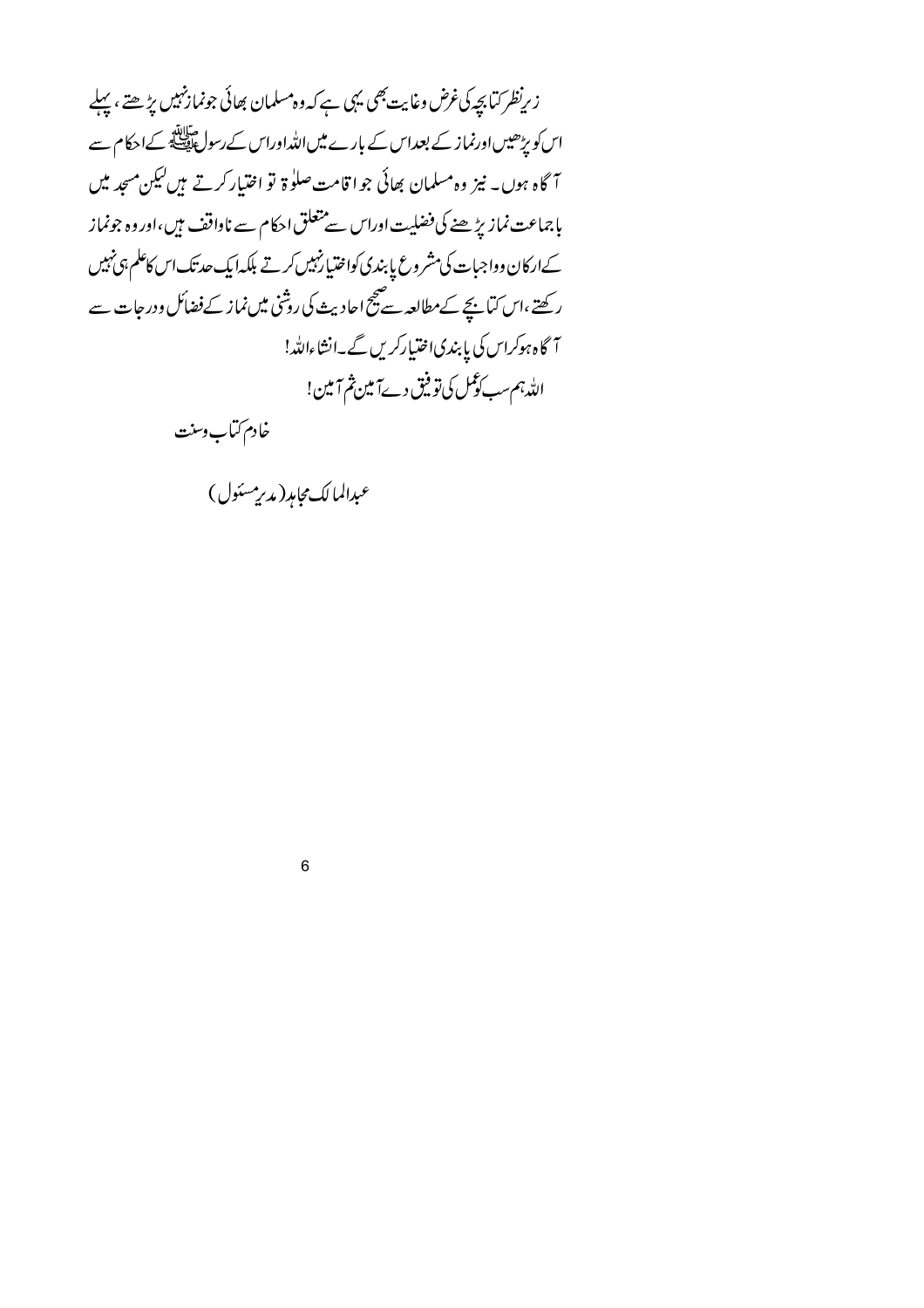زیرنظر کتابچہ کی غرض وغایت بھی یہی ہے کہ وہ مسلمان بھائی جونماز نہیں پڑھتے ، پہلے اس کو پڑھیں اور نماز کے بعد اس کے بارے میں اللہ اور اس کے رسول ﷺ کے احکام سے آگاہ ہوں۔ نیز وہ مسلمان بھائی جو اقامت صلوٰۃ تو اختیار کرتے ہیں لیکن مسجد میں باجماعت نماز پڑھنے کی فضلیت اور اس سے متعلق احکام سے ناواقف ہیں، اور وہ جونماز کے ارکان وواجبات کی مشروع پابندی کو اختیار نہیں کرتے بلکہ ایک حد تک اس کا علم ہی نہیں رکھتے، اس کتابچے کے مطالعہ سے صحیح احادیث کی روشنی میں نماز کے فضائل ودرجات سے آگاہ ہوکر اس کی پابندی اختیار کریں گے۔ انشاء اللہ!

اللہ ہم سب کو عمل کی توفیق دے آمین ثم آمین!

خادم کتاب وسنت

عبدالمالک مجاہد (مدیر مسئول)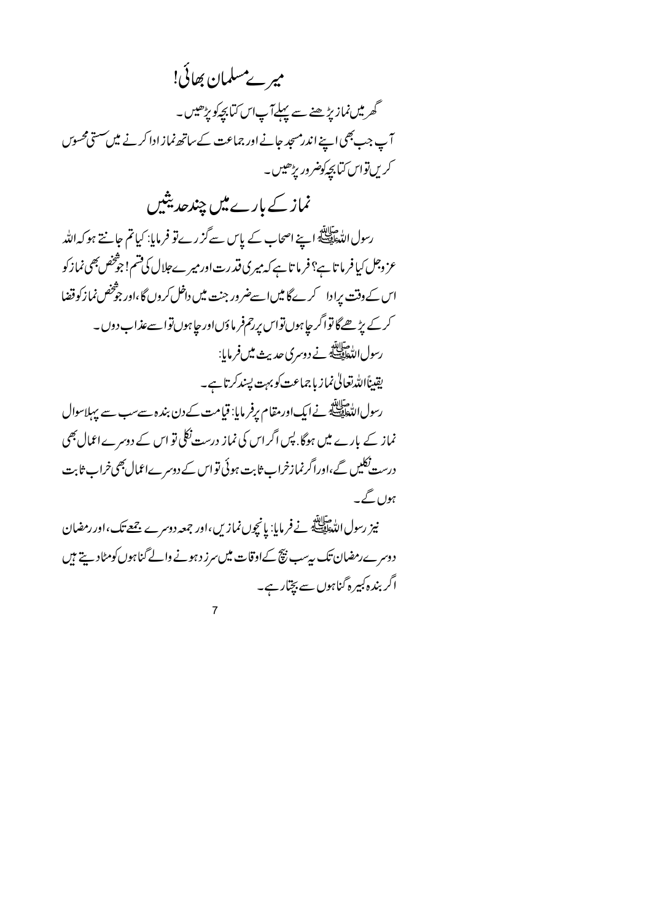# میرے مسلمان بھائی!

گھر میں نماز پڑھنے سے پہلے آپ اس کتابچہ کو پڑھیں۔

آپ جب بھی اپنے اندر مسجد جانے اور جماعت کے ساتھ نماز ادا کرنے میں سستی محسوس کریں تو اس کتابچہ کو ضرور پڑھیں۔

## نماز کے بارے میں چند حدیثیں

رسول اللہ ﷺ اپنے اصحاب کے پاس سے گزرے تو فرمایا: کیا تم جانتے ہو کہ اللہ عزوجل کیا فرماتا ہے؟ فرماتا ہے کہ میری قدرت اور میرے جلال کی قسم! جو شخص بھی نماز کو اس کے وقت پر ادا کرے گا میں اسے ضرور جنت میں داخل کروں گا، اور جو شخص نماز کو قضا کر کے پڑھے گا تو اگر چاہوں تو اس پر رحم فرماؤں اور چاہوں تو اسے عذاب دوں۔

رسول اللہ ﷺ نے دوسری حدیث میں فرمایا:

یقیناً اللہ تعالیٰ نماز باجماعت کو بہت پسند کرتا ہے۔

رسول اللہ ﷺ نے ایک اور مقام پر فرمایا: قیامت کے دن بندہ سے سب سے پہلا سوال نماز کے بارے میں ہوگا. پس اگر اس کی نماز درست نکلی تو اس کے دوسرے اعمال بھی درست نکلیں گے، اور اگر نماز خراب ثابت ہوئی تو اس کے دوسرے اعمال بھی خراب ثابت ہوں گے۔

نیز رسول اللہ ﷺ نے فرمایا: پانچوں نمازیں، اور جمعہ دوسرے جمعے تک، اور رمضان دوسرے رمضان تک یہ سب بیچ کے اوقات میں سرزد ہونے والے گناہوں کو مٹا دیتے ہیں اگر بندہ کبیرہ گناہوں سے بچتا رہے۔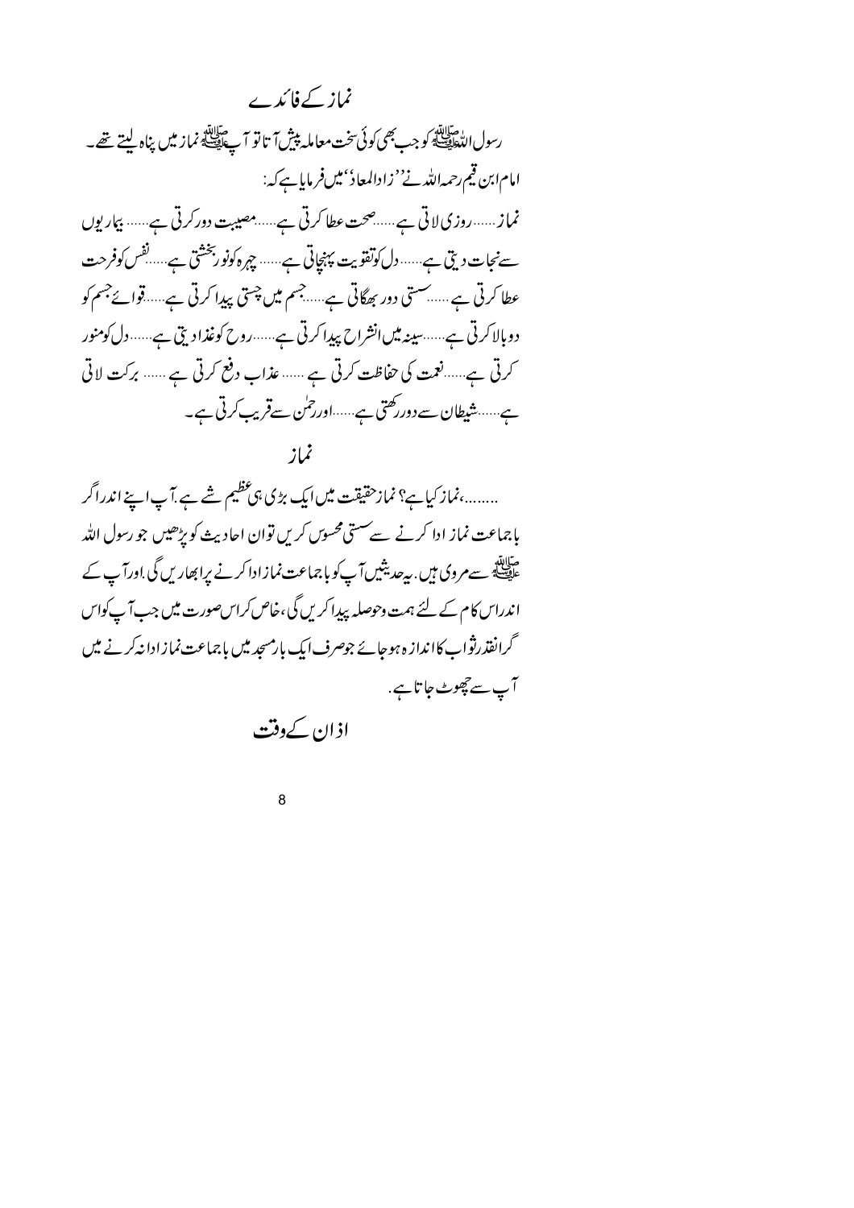## نماز کے فائدے

رسول اللہ ﷺ کو جب بھی کوئی سخت معاملہ پیش آتا تو آپ ﷺ نماز میں پناہ لیتے تھے۔

امام ابن قیم رحمہ اللہ نے ''زادالمعاد'' میں فرمایا ہے کہ:

نماز......روزی لاتی ہے......صحت عطا کرتی ہے......مصیبت دور کرتی ہے...... بیماریوں سے نجات دیتی ہے......دل کو تقویت پہنچاتی ہے......چہرہ کو نور بخشتی ہے......نفس کو فرحت عطا کرتی ہے ......سستی دور بھگاتی ہے......جسم میں چستی پیدا کرتی ہے......قوائے جسم کو دوبالا کرتی ہے......سینہ میں انشراح پیدا کرتی ہے......روح کو غذا دیتی ہے......دل کو منور کرتی ہے......نعمت کی حفاظت کرتی ہے ...... عذاب دفع کرتی ہے ...... برکت لاتی ہے......شیطان سے دور رکھتی ہے......اور رحمٰن سے قریب کرتی ہے۔

## نماز

........،نماز کیا ہے؟ نماز حقیقت میں ایک بڑی ہی عظیم شے ہے.آپ اپنے اندر اگر باجماعت نماز ادا کرنے سے سستی محسوس کریں تو ان احادیث کو پڑھیں جو رسول اللہ ﷺ سے مروی ہیں. یہ حدیثیں آپ کو باجماعت نماز ادا کرنے پر ابھاریں گی .اور آپ کے اندر اس کام کے لئے ہمت و حوصلہ پیدا کریں گی، خاص کر اس صورت میں جب آپ کو اس گرانقدر ثواب کا اندازہ ہو جائے جو صرف ایک بار مسجد میں باجماعت نماز ادا نہ کرنے میں آپ سے چھوٹ جاتا ہے.

## اذان کے وقت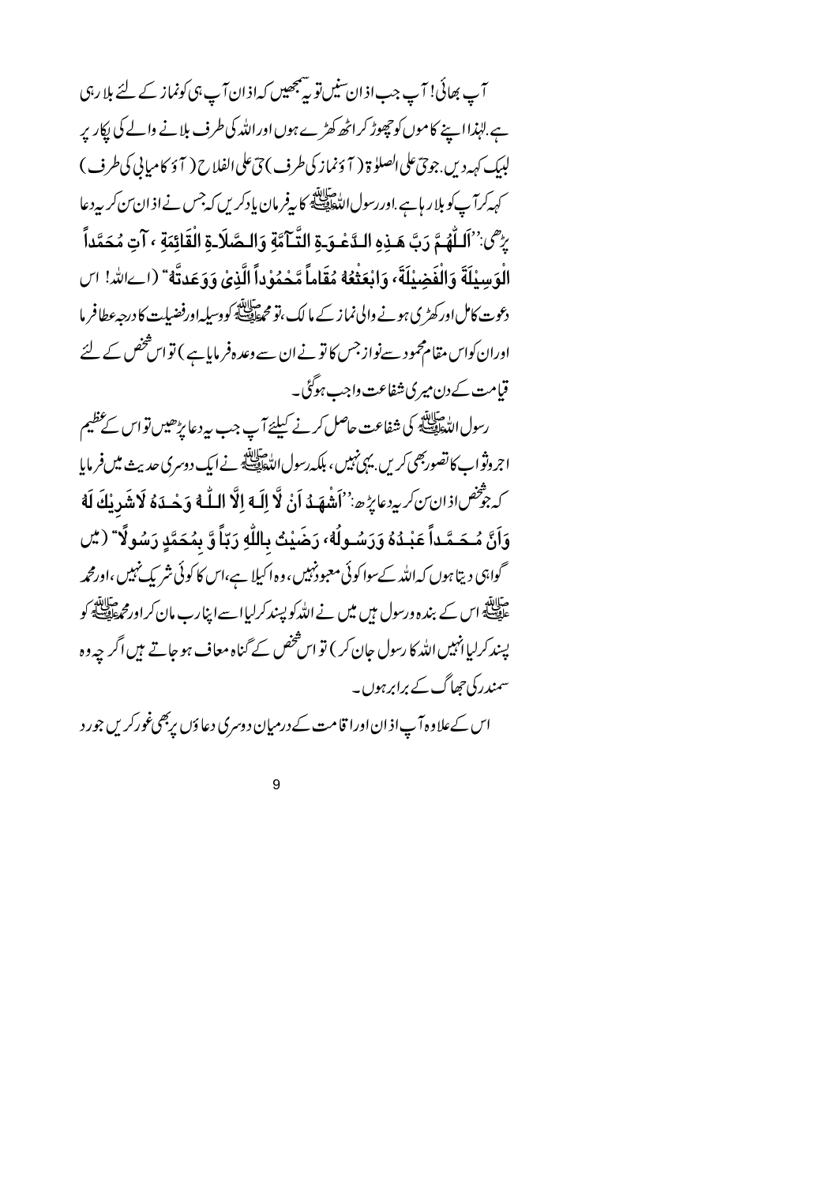آپ بھائی! آپ جب اذان سنیں تو یہ سمجھیں کہ اذان آپ ہی کو نماز کے لئے بلا رہی ہے۔ لہٰذا اپنے کاموں کو چھوڑ کر اٹھ کھڑے ہوں اور اللہ کی طرف بلانے والے کی پکار پر لبیک کہہ دیں۔ جو حیّ علی الصلوٰۃ (آؤ نماز کی طرف) حیّ علی الفلاح (آؤ کامیابی کی طرف) کہہ کر آپ کو بلا رہا ہے۔ اور رسول اللہ ﷺ کا یہ فرمان یاد کریں کہ جس نے اذان سن کر یہ دعا پڑھی: ''اَللّٰهُمَّ رَبَّ هٰذِهِ الدَّعْوَةِ التَّآمَّةِ وَالصَّلَاةِ الْقَائِمَةِ ، آتِ مُحَمَّداً الْوَسِيْلَةَ وَالْفَضِيْلَةَ، وَابْعَثْهُ مُقَاماً مَّحْمُوْداً الَّذِيْ وَعَدتَّهُ'' (اے اللہ! اس دعوت کامل اور کھڑی ہونے والی نماز کے مالک، تو محمد ﷺ کو وسیلہ اور فضیلت کا درجہ عطا فرما اور ان کو اس مقام محمود سے نواز جس کا تو نے ان سے وعدہ فرمایا ہے) تو اس شخص کے لئے قیامت کے دن میری شفاعت واجب ہوگئی۔

رسول اللہ ﷺ کی شفاعت حاصل کرنے کیلئے آپ جب یہ دعا پڑھیں تو اس کے عظیم اجر وثواب کا تصور بھی کریں۔ یہی نہیں، بلکہ رسول اللہ ﷺ نے ایک دوسری حدیث میں فرمایا کہ جو شخص اذان سن کر یہ دعا پڑھ: ''اَشْهَدُ اَنْ لَّا اِلٰهَ اِلَّا اللّٰهُ وَحْدَهُ لَا شَرِيْكَ لَهُ وَاَنَّ مُحَمَّداً عَبْدُهُ وَرَسُولُهُ، رَضِيْتُ بِاللّٰهِ رَبّاً وَّ بِمُحَمَّدٍ رَسُولاً'' (میں گواہی دیتا ہوں کہ اللہ کے سوا کوئی معبود نہیں، وہ اکیلا ہے، اس کا کوئی شریک نہیں، اور محمد ﷺ اس کے بندہ و رسول ہیں میں نے اللہ کو پسند کرلیا اسے اپنا رب مان کر اور محمد ﷺ کو پسند کرلیا انہیں اللہ کا رسول جان کر) تو اس شخص کے گناہ معاف ہو جاتے ہیں اگر چہ وہ سمندر کی جھاگ کے برابر ہوں۔

اس کے علاوہ آپ اذان اور اقامت کے درمیان دوسری دعاؤں پر بھی غور کریں جو ورد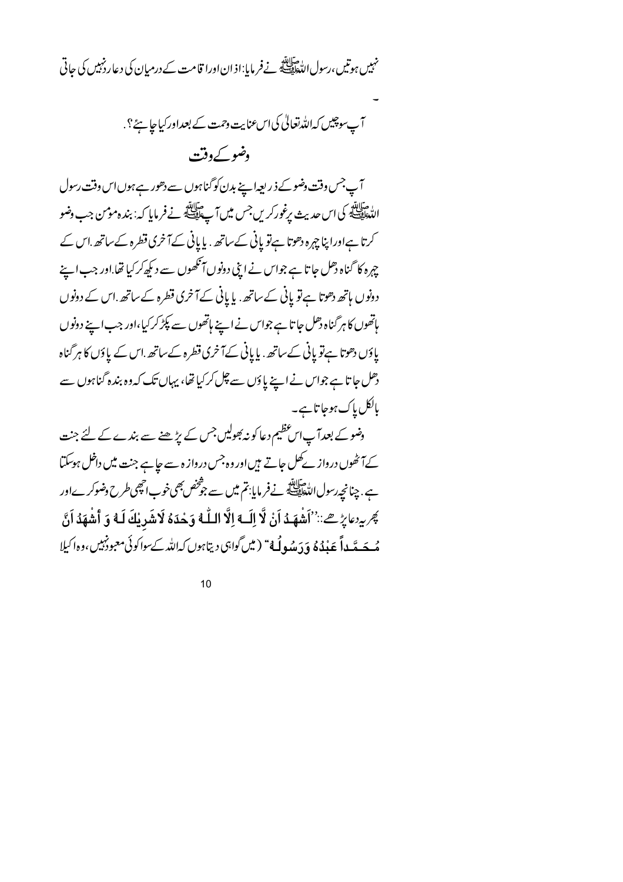نہیں ہوتیں، رسول اللہ ﷺ نے فرمایا: اذان اور اقامت کے درمیان کی دعا رد نہیں کی جاتی

-

آپ سوچیں کہ اللہ تعالیٰ کی اس عنایت ورحمت کے بعد اور کیا چاہئے ؟.

## وضو کے وقت

آپ جس وقت وضو کے ذریعہ اپنے بدن کو گناہوں سے دھور ہے ہوں اس وقت رسول اللہ ﷺ کی اس حدیث پر غور کریں جس میں آپ ﷺ نے فرمایا کہ: بندہ مومن جب وضو کرتا ہے اور اپنا چہرہ دھوتا ہے تو پانی کے ساتھ . یا پانی کے آخری قطرہ کے ساتھ .اس کے چہرہ کا گناہ دھل جاتا ہے جو اس نے اپنی دونوں آنکھوں سے دیکھ کر کیا تھا.اور جب اپنے دونوں ہاتھ دھوتا ہے تو پانی کے ساتھ . یا پانی کے آخری قطرہ کے ساتھ .اس کے دونوں ہاتھوں کا ہر گناہ دھل جاتا ہے جو اس نے اپنے ہاتھوں سے پکڑ کر کیا، اور جب اپنے دونوں پاؤں دھوتا ہے تو پانی کے ساتھ . یا پانی کے آخری قطرہ کے ساتھ .اس کے پاؤں کا ہر گناہ دھل جاتا ہے جو اس نے اپنے پاؤں سے چل کر کیا تھا، یہاں تک کہ وہ بندہ گناہوں سے بالکل پاک ہوجاتا ہے۔

وضو کے بعد آپ اس عظیم دعا کو نہ بھولیں جس کے پڑھنے سے بندے کے لئے جنت کے آٹھوں دروازے کھل جاتے ہیں اور وہ جس دروازہ سے چاہے جنت میں داخل ہوسکتا ہے. چنانچہ رسول اللہ ﷺ نے فرمایا: تم میں سے جو شخص بھی خوب اچھی طرح وضو کرے اور پھر یہ دعا پڑھے: "اَشْهَدُ اَنْ لَّا اِلَـهَ اِلَّا اللّٰـهُ وَحْدَهُ لَاشَرِيْكَ لَهُ وَ أَشْهَدُ اَنَّ مُحَمَّداً عَبْدُهُ وَرَسُولُهُ" (میں گواہی دیتا ہوں کہ اللہ کے سوا کوئی معبود نہیں، وہ اکیلا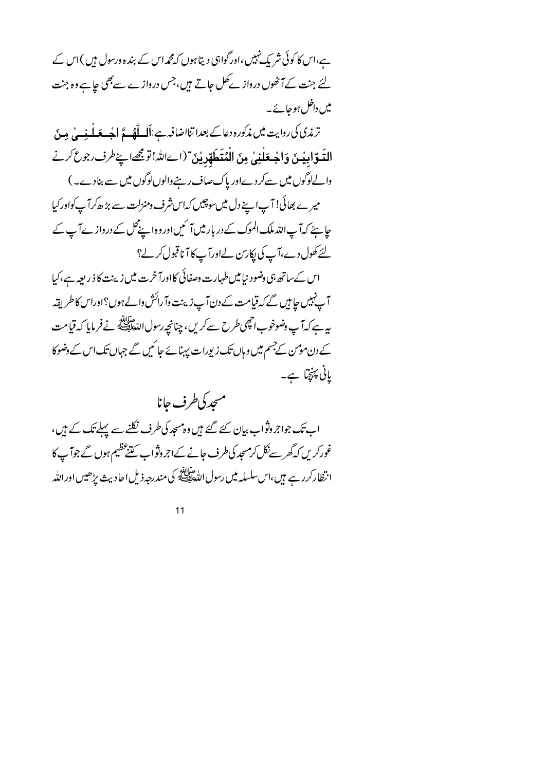ہے، اس کا کوئی شریک نہیں، اور گواہی دیتا ہوں کہ محمد اس کے بندہ ورسول ہیں) اس کے لئے جنت کے آٹھوں دروازے کھل جاتے ہیں، جس دروازے سے بھی چاہے وہ جنت میں داخل ہوجائے۔

ترمذی کی روایت میں مذکورہ دعا کے بعد اتنا اضافہ ہے: **اَللّٰهُمَّ اجْعَلْنِيْ مِنَ التَّوَّابِيْنَ وَاجْعَلْنِيْ مِنَ الْمُتَطَهِّرِيْنَ** "(اے اللہ! تو مجھے اپنے طرف رجوع کرنے والے لوگوں میں سے کردے اور پاک صاف رہنے والوں لوگوں میں سے بنادے۔)

میرے بھائی! آپ اپنے دل میں سوچیں کہ اس شرف ومنزلت سے بڑھ کر آپ کو اور کیا چاہئے کہ آپ اللہ ملک الملوک کے دربار میں آئیں اور وہ اپنے محل کے دروازے آپ کے لئے کھول دے، آپ کی پکار سن لے اور آپ کا آنا قبول کرلے؟

اس کے ساتھ ہی وضو دنیا میں طہارت وصفائی کا اور آخرت میں زینت کا ذریعہ ہے، کیا آپ نہیں چاہیں گے کہ قیامت کے دن آپ زینت وآرائش والے ہوں؟ اور اس کا طریقہ یہ ہے کہ آپ وضو خوب اچھی طرح سے کریں، چنانچہ رسول اللہ ﷺ نے فرمایا کہ قیامت کے دن مومن کے جسم میں وہاں تک زیورات پہنائے جائیں گے جہاں تک اس کے وضو کا پانی پہنچتا ہے۔

## مسجد کی طرف جانا

اب تک جو اجر وثواب بیان کئے گئے ہیں وہ مسجد کی طرف نکلنے سے پہلے تک کے ہیں، غور کریں کہ گھر سے نکل کر مسجد کی طرف جانے کے اجر وثواب کتنے عظیم ہوں گے جو آپ کا انتظار کر رہے ہیں، اس سلسلہ میں رسول اللہ ﷺ کی مندرجہ ذیل احادیث پڑھیں اور اللہ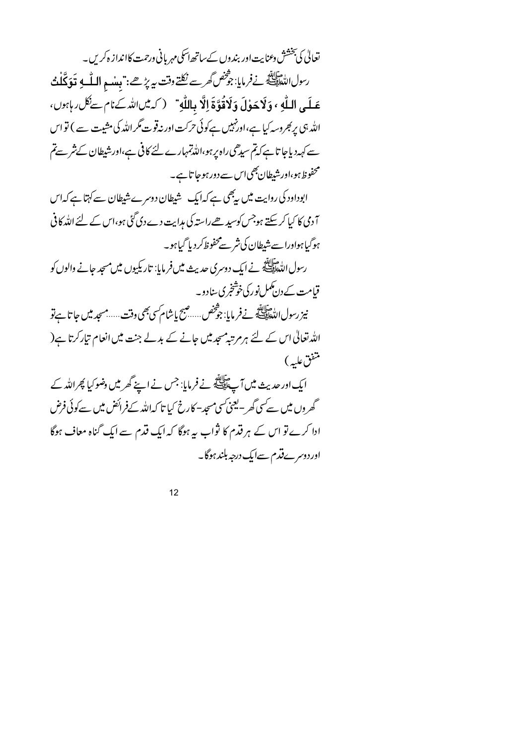تعالیٰ کی بخشش وعنایت اور بندوں کے ساتھ اسکی مہربانی ورحمت کا اندازہ کریں۔

رسول اللہ ﷺ نے فرمایا: جوشخص گھر سے نکلتے وقت یہ پڑھے: "**بِسْمِ اللّٰـهِ تَوَكَّلْتُ عَلَى اللّٰهِ ، وَلَا حَوْلَ وَلَا قُوَّةَ اِلَّا بِاللّٰهِ**" (کہ میں اللہ کے نام سے نکل رہا ہوں، اللہ ہی پر بھروسہ کیا ہے، اور نہیں ہے کوئی حرکت اور نہ قوت مگر اللہ کی مشیت سے) تو اس سے کہہ دیا جاتا ہے کہ تم سیدھی راہ پر ہو، اللہ تمہارے لئے کافی ہے، اور شیطان کے شر سے تم محفوظ ہو، اور شیطان بھی اس سے دور ہو جاتا ہے۔

ابوداود کی روایت میں یہ بھی ہے کہ ایک شیطان دوسرے شیطان سے کہتا ہے کہ اس آدمی کا کیا کر سکتے ہو جس کو سیدھے راستہ کی ہدایت دے دی گئی ہو، اس کے لئے اللہ کافی ہو گیا ہو اور اسے شیطان کی شر سے محفوظ کر دیا گیا ہو۔

رسول اللہ ﷺ نے ایک دوسری حدیث میں فرمایا: تاریکیوں میں مسجد جانے والوں کو قیامت کے دن مکمل نور کی خوشخبری سنا دو۔

نیز رسول اللہ ﷺ نے فرمایا: جوشخص......صبح یا شام کسی بھی وقت......مسجد میں جاتا ہے تو اللہ تعالیٰ اس کے لئے ہر مرتبہ مسجد میں جانے کے بدلے جنت میں انعام تیار کرتا ہے (متفق علیہ)

ایک اور حدیث میں آپ ﷺ نے فرمایا: جس نے اپنے گھر میں وضو کیا پھر اللہ کے گھروں میں سے کسی گھر - یعنی کسی مسجد - کا رخ کیا تا کہ اللہ کے فرائض میں سے کوئی فرض ادا کرے تو اس کے ہر قدم کا ثواب یہ ہوگا کہ ایک قدم سے ایک گناہ معاف ہوگا اور دوسرے قدم سے ایک درجہ بلند ہوگا۔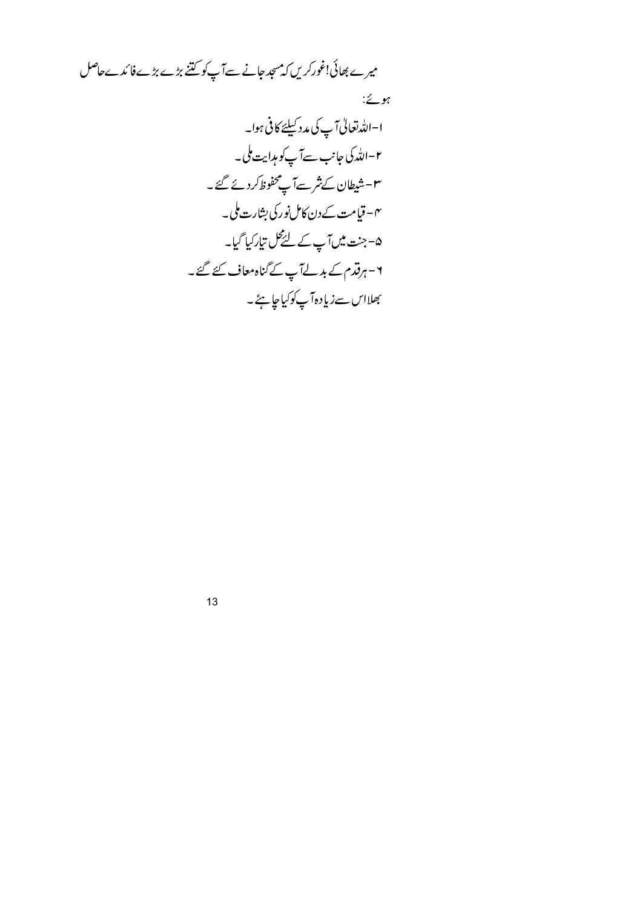میرے بھائی! غور کریں کہ مسجد جانے سے آپ کو کتنے بڑے بڑے فائدے حاصل ہوئے:

۱- اللہ تعالیٰ آپ کی مدد کیلئے کافی ہوا۔

۲- اللہ کی جانب سے آپ کو ہدایت ملی۔

۳- شیطان کے شر سے آپ محفوظ کر دئے گئے۔

۴- قیامت کے دن کامل نور کی بشارت ملی۔

۵- جنت میں آپ کے لئے محل تیار کیا گیا۔

۶- ہر قدم کے بدلے آپ کے گناہ معاف کئے گئے۔

بھلا اس سے زیادہ آپ کو کیا چاہئے۔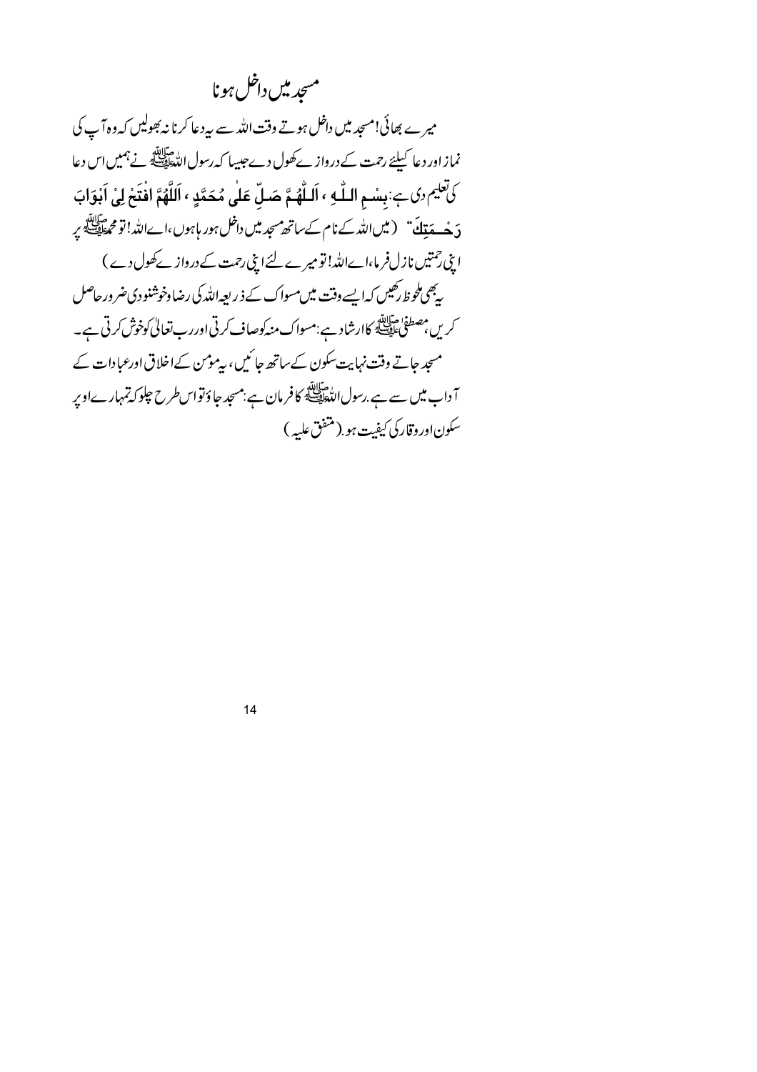# مسجد میں داخل ہونا

میرے بھائی! مسجد میں داخل ہوتے وقت اللہ سے یہ دعا کرنا نہ بھولیں کہ وہ آپ کی نماز اور دعا کیلئے رحمت کے دروازے کھول دے جیسا کہ رسول اللہ ﷺ نے ہمیں اس دعا کی تعلیم دی ہے: **بِسْمِ اللّٰهِ ، اَللّٰهُمَّ صَلِّ عَلٰى مُحَمَّدٍ ، اَللّٰهُمَّ افْتَحْ لِیْ اَبْوَابَ رَحْمَتِكَ** " (میں اللہ کے نام کے ساتھ مسجد میں داخل ہو رہا ہوں، اے اللہ! تو محمد ﷺ پر اپنی رحمتیں نازل فرما، اے اللہ! تو میرے لئے اپنی رحمت کے دروازے کھول دے)

یہ بھی ملحوظ رکھیں کہ ایسے وقت میں مسواک کے ذریعہ اللہ کی رضا و خوشنودی ضرور حاصل کریں، مصطفیٰ ﷺ کا ارشاد ہے: مسواک منہ کو صاف کرتی اور رب تعالیٰ کو خوش کرتی ہے۔

مسجد جاتے وقت نہایت سکون کے ساتھ جائیں، یہ مومن کے اخلاق اور عبادات کے آداب میں سے ہے. رسول اللہ ﷺ کا فرمان ہے: مسجد جاؤ تو اس طرح چلو کہ تمہارے اوپر سکون اور وقار کی کیفیت ہو. (متفق علیہ)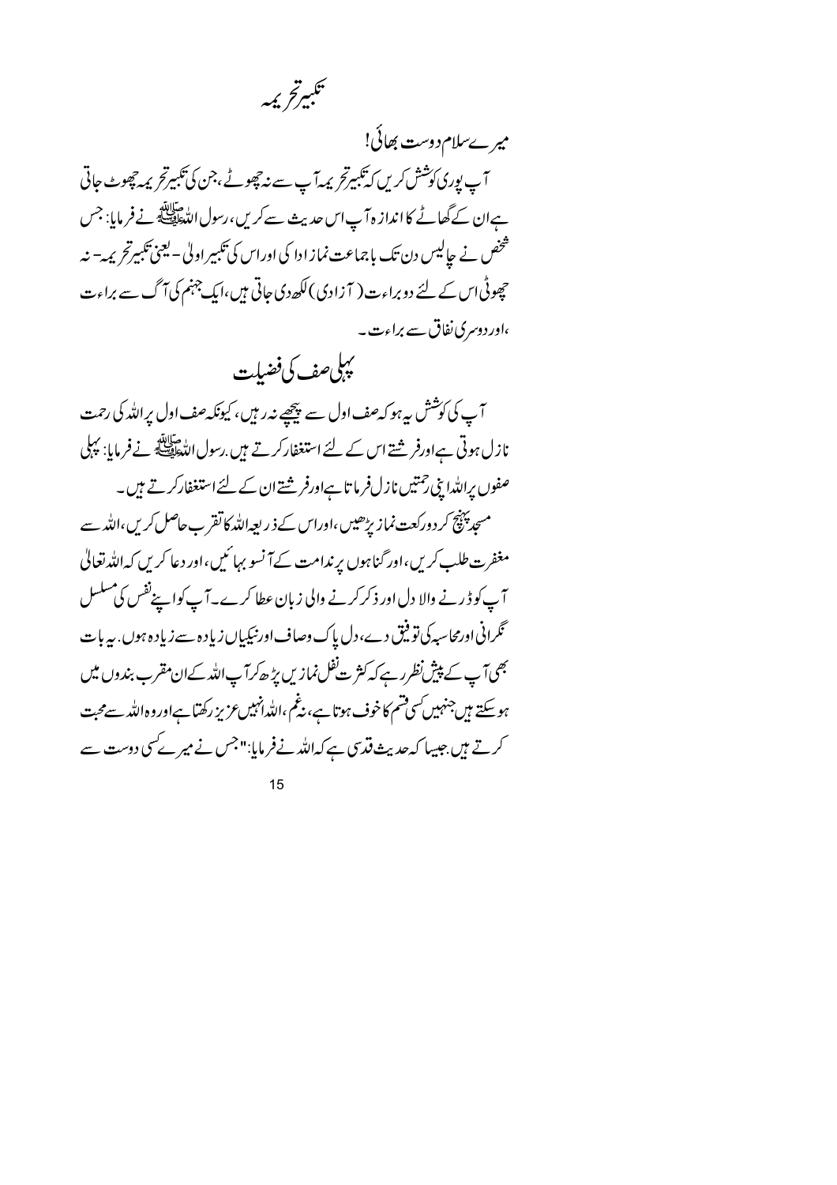## تکبیر تحریمہ

میرے سلام دوست بھائی!

آپ پوری کوشش کریں کہ تکبیر تحریمہ آپ سے نہ چھوٹے، جن کی تکبیر تحریمہ چھوٹ جاتی ہے ان کے گھاٹے کا اندازہ آپ اس حدیث سے کریں، رسول اللہ ﷺ نے فرمایا: جس شخص نے چالیس دن تک باجماعت نماز ادا کی اور اس کی تکبیر اولی - یعنی تکبیر تحریمہ - نہ چھوٹی اس کے لئے دو براءت (آزادی) لکھ دی جاتی ہیں، ایک جہنم کی آگ سے براءت، اور دوسری نفاق سے براءت۔

## پہلی صف کی فضیلت

آپ کی کوشش یہ ہو کہ صف اول سے پیچھے نہ رہیں، کیونکہ صف اول پر اللہ کی رحمت نازل ہوتی ہے اور فرشتے اس کے لئے استغفار کرتے ہیں. رسول اللہ ﷺ نے فرمایا: پہلی صفوں پر اللہ اپنی رحمتیں نازل فرماتا ہے اور فرشتے ان کے لئے استغفار کرتے ہیں۔

مسجد پہنچ کر دو رکعت نماز پڑھیں، اور اس کے ذریعہ اللہ کا تقرب حاصل کریں، اللہ سے مغفرت طلب کریں، اور گناہوں پر ندامت کے آنسو بہائیں، اور دعا کریں کہ اللہ تعالیٰ آپ کو ڈرنے والا دل اور ذکر کرنے والی زبان عطا کرے۔ آپ کو اپنے نفس کی مسلسل نگرانی اور محاسبہ کی توفیق دے، دل پاک و صاف اور نیکیاں زیادہ سے زیادہ ہوں. یہ بات بھی آپ کے پیش نظر رہے کہ کثرت نفل نمازیں پڑھ کر آپ اللہ کے ان مقرب بندوں میں ہو سکتے ہیں جنہیں کسی قسم کا خوف ہوتا ہے، نہ غم، اللہ انہیں عزیز رکھتا ہے اور وہ اللہ سے محبت کرتے ہیں. جیسا کہ حدیث قدسی ہے کہ اللہ نے فرمایا: "جس نے میرے کسی دوست سے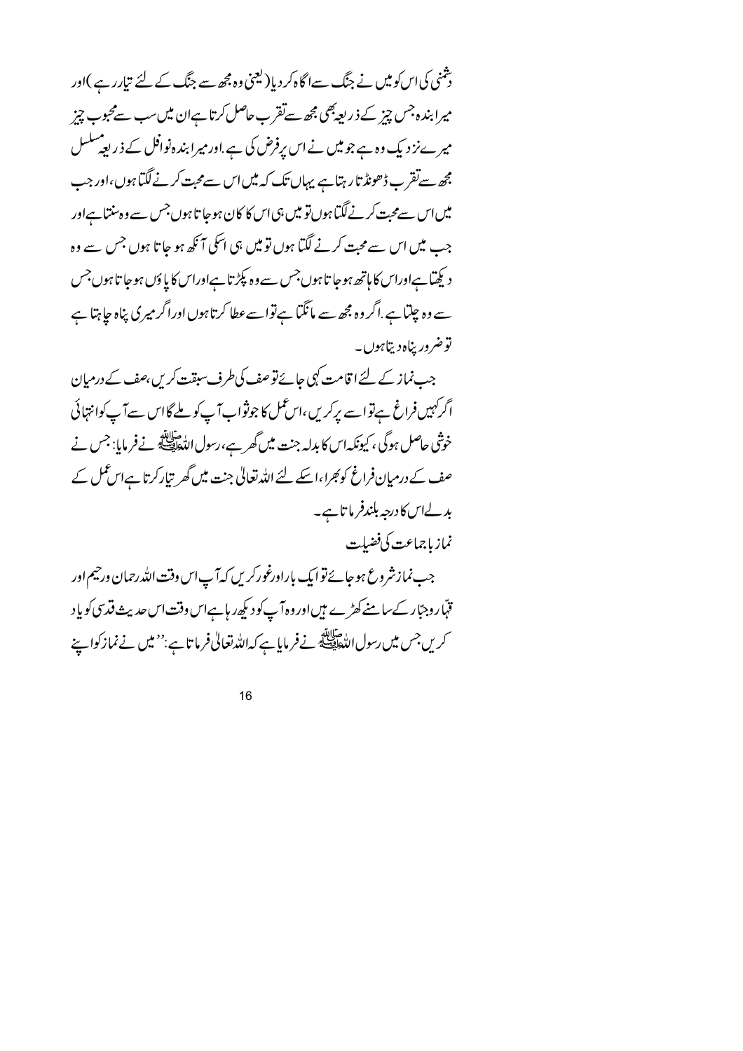دشمنی کی اس کو میں نے جنگ سے اگاہ کر دیا (یعنی وہ مجھ سے جنگ کے لئے تیار رہے) اور میرا بندہ جس چیز کے ذریعہ بھی مجھ سے تقرب حاصل کرتا ہے ان میں سب سے محبوب چیز میرے نزدیک وہ ہے جو میں نے اس پر فرض کی ہے۔ اور میرا بندہ نوافل کے ذریعہ مسلسل مجھ سے تقرب ڈھونڈتا رہتا ہے یہاں تک کہ میں اس سے محبت کرنے لگتا ہوں، اور جب میں اس سے محبت کرنے لگتا ہوں تو میں ہی اس کا کان ہو جاتا ہوں جس سے وہ سنتا ہے اور جب میں اس سے محبت کرنے لگتا ہوں تو میں ہی اسکی آنکھ ہو جاتا ہوں جس سے وہ دیکھتا ہے اور اس کا ہاتھ ہو جاتا ہوں جس سے وہ پکڑتا ہے اور اس کا پاؤں ہو جاتا ہوں جس سے وہ چلتا ہے۔ اگر وہ مجھ سے مانگتا ہے تو اسے عطا کرتا ہوں اور اگر میری پناہ چاہتا ہے تو ضرور پناہ دیتا ہوں۔

جب نماز کے لئے اقامت کہی جائے تو صف کی طرف سبقت کریں، صف کے درمیان اگر کہیں فراغ ہے تو اسے پر کریں، اس عمل کا جو ثواب آپ کو ملے گا اس سے آپ کو انتہائی خوشی حاصل ہوگی، کیونکہ اس کا بدلہ جنت میں گھر ہے، رسول اللہ ﷺ نے فرمایا: جس نے صف کے درمیان فراغ کو بھرا، اسکے لئے اللہ تعالیٰ جنت میں گھر تیار کرتا ہے اس عمل کے بدلے اس کا درجہ بلند فرماتا ہے۔

## نماز باجماعت کی فضیلت

جب نماز شروع ہو جائے تو ایک بار اور غور کریں کہ آپ اس وقت اللہ رحمان ورحیم اور قہّار وجبّار کے سامنے کھڑے ہیں اور وہ آپ کو دیکھ رہا ہے اس وقت اس حدیث قدسی کو یاد کریں جس میں رسول اللہ ﷺ نے فرمایا ہے کہ اللہ تعالیٰ فرماتا ہے: ''میں نے نماز کو اپنے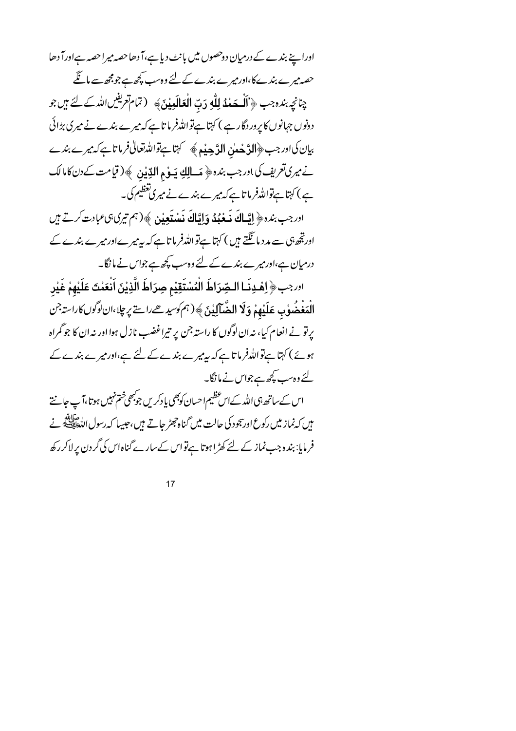اور اپنے بندے کے درمیان دو حصوں میں بانٹ دیا ہے، آدھا حصہ میرا حصہ ہے اور آدھا حصہ میرے بندے کا، اور میرے بندے کے لئے وہ سب کچھ ہے جو مجھ سے مانگے

چنانچہ بندہ جب ﴿اَلْحَمْدُ لِلّٰهِ رَبِّ الْعَالَمِيْنَ﴾ (تمام تعریفیں اللہ کے لئے ہیں جو دونوں جہانوں کا پروردگار ہے) کہتا ہے تو اللہ فرماتا ہے کہ میرے بندے نے میری بڑائی بیان کی اور جب ﴿الرَّحْمٰنِ الرَّحِيْمِ﴾ کہتا ہے تو اللہ تعالیٰ فرماتا ہے کہ میرے بندے نے میری تعریف کی۔ اور جب بندہ ﴿مَالِكِ يَوْمِ الدِّيْنِ﴾ (قیامت کے دن کا مالک ہے) کہتا ہے تو اللہ فرماتا ہے کہ میرے بندے نے میری تعظیم کی۔

اور جب بندہ ﴿اِيَّاكَ نَعْبُدُ وَاِيَّاكَ نَسْتَعِيْنُ﴾ (ہم تیری ہی عبادت کرتے ہیں اور تجھ ہی سے مدد مانگتے ہیں) کہتا ہے تو اللہ فرماتا ہے کہ یہ میرے اور میرے بندے کے درمیان ہے، اور میرے بندے کے لئے وہ سب کچھ ہے جو اس نے مانگا۔

اور جب ﴿اِهْدِنَا الصِّرَاطَ الْمُسْتَقِيْمَ صِرَاطَ الَّذِيْنَ اَنْعَمْتَ عَلَيْهِمْ غَيْرِ الْمَغْضُوْبِ عَلَيْهِمْ وَلَا الضَّآلِّيْنَ﴾ (ہم کو سیدھے راستے پر چلا، ان لوگوں کا راستہ جن پر تو نے انعام کیا، نہ ان لوگوں کا راستہ جن پر تیرا غضب نازل ہوا اور نہ ان کا جو گمراہ ہوئے) کہتا ہے تو اللہ فرماتا ہے کہ یہ میرے بندے کے لئے ہے، اور میرے بندے کے لئے وہ سب کچھ ہے جو اس نے مانگا۔

اس کے ساتھ ہی اللہ کے اس عظیم احسان کو بھی یاد کریں جو کبھی ختم نہیں ہوتا، آپ جانتے ہیں کہ نماز میں رکوع اور سجود کی حالت میں گناہ جھڑ جاتے ہیں، جیسا کہ رسول اللہ ﷺ نے فرمایا: بندہ جب نماز کے لئے کھڑا ہوتا ہے تو اس کے سارے گناہ اس کی گردن پر لا کر رکھ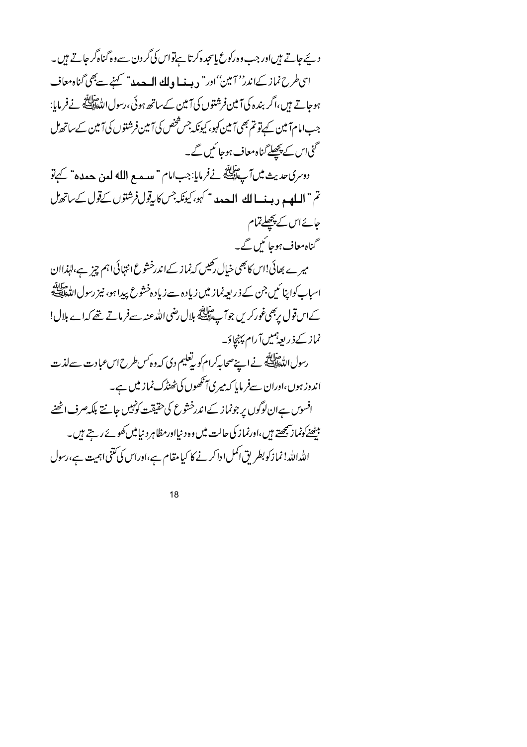دیئے جاتے ہیں اور جب وہ رکوع یا سجدہ کرتا ہے تو اس کی گردن سے وہ گناہ گر جاتے ہیں۔

اسی طرح نماز کے اندر ''آمین'' اور " **ربنا ولك الحمد** " کہنے سے بھی گناہ معاف ہو جاتے ہیں، اگر بندہ کی آمین فرشتوں کی آمین کے ساتھ ہوئی، رسول اللہ ﷺ نے فرمایا: جب امام آمین کہے تو تم بھی آمین کہو، کیونکہ جس شخص کی آمین فرشتوں کی آمین کے ساتھ مل گئی اس کے پچھلے گناہ معاف ہو جائیں گے۔

دوسری حدیث میں آپ ﷺ نے فرمایا: جب امام " **سمع الله لمن حمده** " کہے تو تم " **اللهم ربنا لك الحمد** " کہو، کیونکہ جس کا یہ قول فرشتوں کے قول کے ساتھ مل جائے اس کے پچھلے تمام گناہ معاف ہو جائیں گے۔

میرے بھائی! اس کا بھی خیال رکھیں کہ نماز کے اندر خشوع انتہائی اہم چیز ہے، لہٰذا ان اسباب کو اپنائیں جن کے ذریعہ نماز میں زیادہ سے زیادہ خشوع پیدا ہو، نیز رسول اللہ ﷺ کے اس قول پر بھی غور کریں جو آپ ﷺ بلال رضی اللہ عنہ سے فرماتے تھے کہ اے بلال! نماز کے ذریعہ ہمیں آرام پہنچاؤ۔

رسول اللہ ﷺ نے اپنے صحابہ کرام کو یہ تعلیم دی کہ وہ کس طرح اس عبادت سے لذت اندوز ہوں، اور ان سے فرمایا کہ میری آنکھوں کی ٹھنڈک نماز میں ہے۔

افسوس ہے ان لوگوں پر جو نماز کے اندر خشوع کی حقیقت کو نہیں جانتے بلکہ صرف اٹھنے بیٹھنے کو نماز سمجھتے ہیں، اور نماز کی حالت میں وہ دنیا اور مظاہر دنیا میں کھوئے رہتے ہیں۔

اللہ اللہ! نماز کو بطریق اکمل ادا کرنے کا کیا مقام ہے، اور اس کی کتنی اہمیت ہے، رسول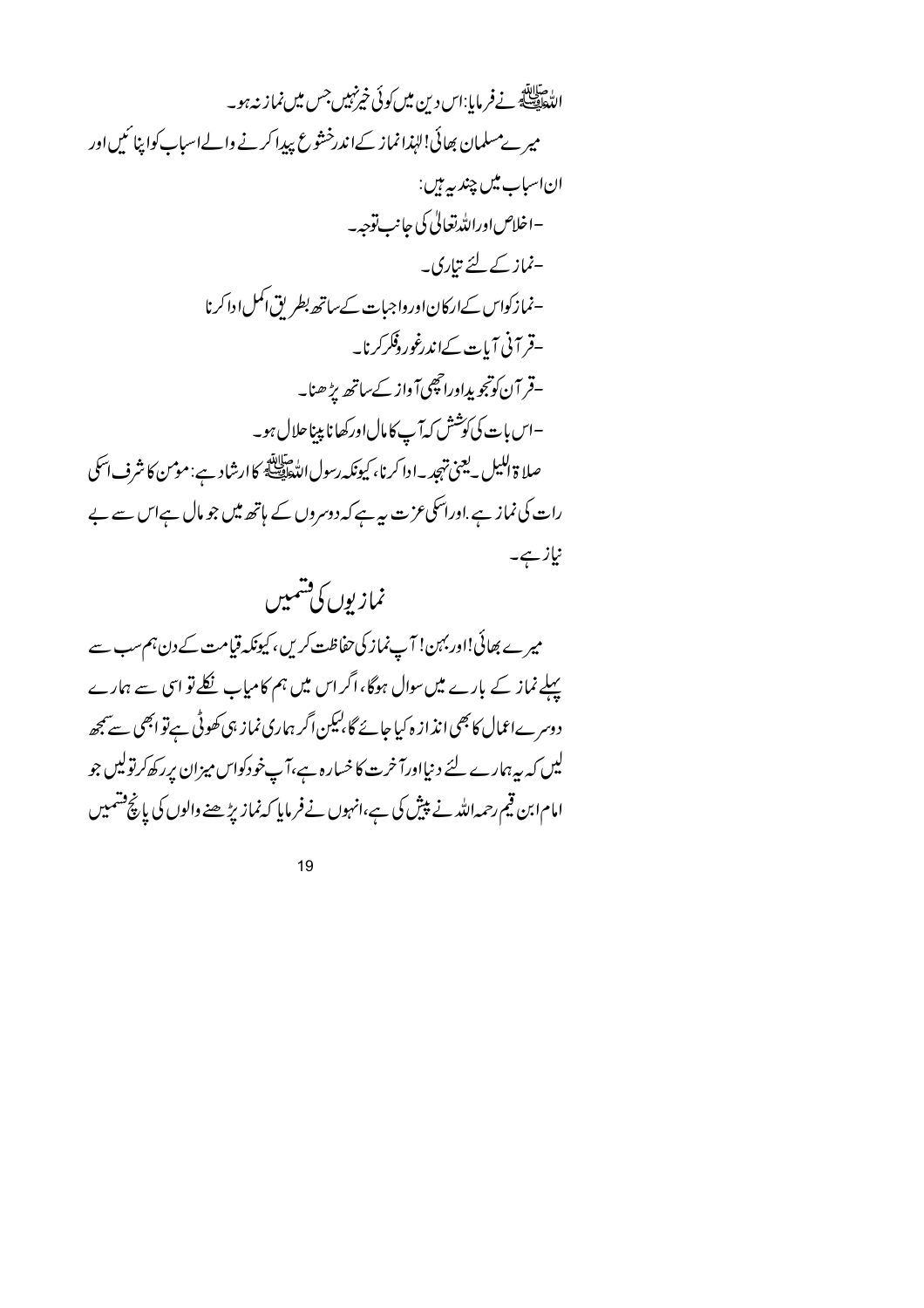اللہﷺ نے فرمایا: اس دین میں کوئی خیر نہیں جس میں نماز نہ ہو۔

میرے مسلمان بھائی! لہٰذا نماز کے اندر خشوع پیدا کرنے والے اسباب کو اپنائیں اور ان اسباب میں چند یہ ہیں:

- اخلاص اور اللہ تعالیٰ کی جانب توجہ۔
- نماز کے لئے تیاری۔
- نماز کو اس کے ارکان اور واجبات کے ساتھ بطریق اکمل ادا کرنا
- قرآنی آیات کے اندر غور وفکر کرنا۔
- قرآن کو تجوید اور اچھی آواز کے ساتھ پڑھنا۔
- اس بات کی کوشش کہ آپ کا مال اور کھانا پینا حلال ہو۔

صلاۃ اللیل۔ یعنی تہجد۔ ادا کرنا، کیونکہ رسول اللہﷺ کا ارشاد ہے: مومن کا شرف اسکی رات کی نماز ہے۔ اور اسکی عزت یہ ہے کہ دوسروں کے ہاتھ میں جو مال ہے اس سے بے نیاز ہے۔

## نمازیوں کی قسمیں

میرے بھائی! اور بہن! آپ نماز کی حفاظت کریں، کیونکہ قیامت کے دن ہم سب سے پہلے نماز کے بارے میں سوال ہوگا، اگر اس میں ہم کامیاب نکلے تو اسی سے ہمارے دوسرے اعمال کا بھی اندازہ کیا جائے گا، لیکن اگر ہماری نماز ہی کھوٹی ہے تو ابھی سے سمجھ لیں کہ یہ ہمارے لئے دنیا اور آخرت کا خسارہ ہے، آپ خود کو اس میزان پر رکھ کر تولیں جو امام ابن قیم رحمہ اللہ نے پیش کی ہے، انہوں نے فرمایا کہ نماز پڑھنے والوں کی پانچ قسمیں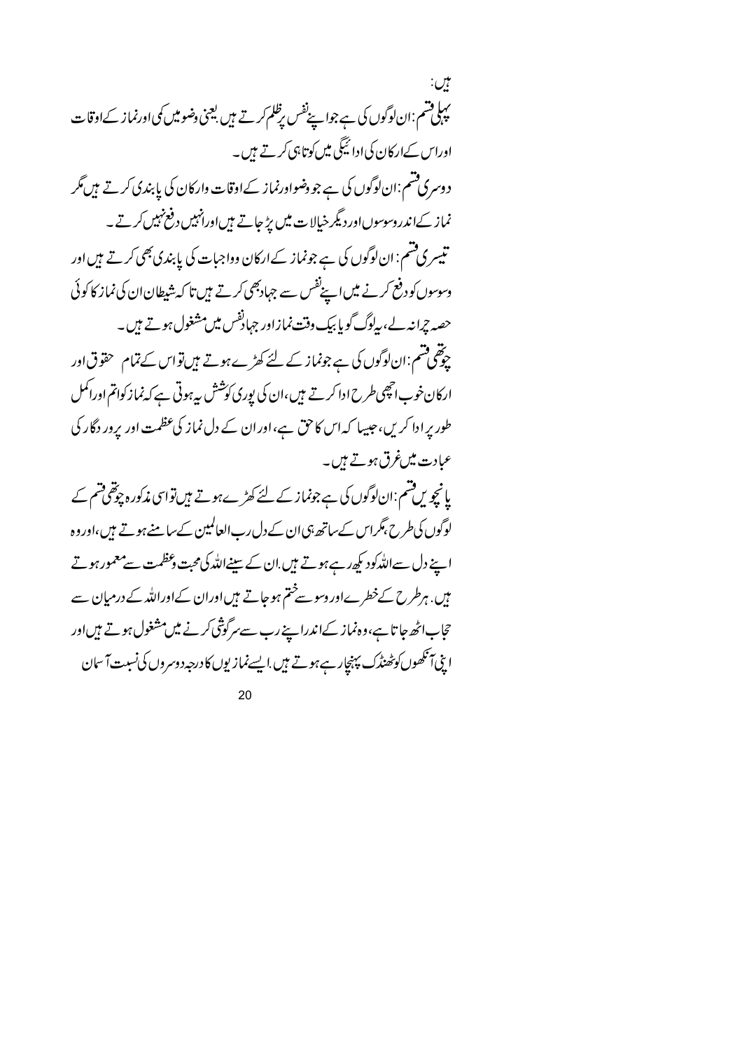ہیں:

پہلی قسم: ان لوگوں کی ہے جو اپنے نفس پر ظلم کرتے ہیں یعنی وضو میں کمی اور نماز کے اوقات اور اس کے ارکان کی ادائیگی میں کوتاہی کرتے ہیں۔

دوسری قسم: ان لوگوں کی ہے جو وضو اور نماز کے اوقات وارکان کی پابندی کرتے ہیں مگر نماز کے اندر وسوسوں اور دیگر خیالات میں پڑ جاتے ہیں اور انہیں دفع نہیں کرتے۔

تیسری قسم: ان لوگوں کی ہے جو نماز کے ارکان وواجبات کی پابندی بھی کرتے ہیں اور وسوسوں کو دفع کرنے میں اپنے نفس سے جہاد بھی کرتے ہیں تا کہ شیطان ان کی نماز کا کوئی حصہ چرا نہ لے، یہ لوگ گویا بیک وقت نماز اور جہادِ نفس میں مشغول ہوتے ہیں۔

چوتھی قسم: ان لوگوں کی ہے جو نماز کے لئے کھڑے ہوتے ہیں تو اس کے تمام حقوق اور ارکان خوب اچھی طرح ادا کرتے ہیں، ان کی پوری کوشش یہ ہوتی ہے کہ نماز کو اتم اور اکمل طور پر ادا کریں، جیسا کہ اس کا حق ہے، اور ان کے دل نماز کی عظمت اور پرور دگار کی عبادت میں غرق ہوتے ہیں۔

پانچویں قسم: ان لوگوں کی ہے جو نماز کے لئے کھڑے ہوتے ہیں تو اسی مذکورہ چوتھی قسم کے لوگوں کی طرح، مگر اس کے ساتھ ہی ان کے دل رب العالمین کے سامنے ہوتے ہیں، اور وہ اپنے دل سے اللہ کو دیکھ رہے ہوتے ہیں۔ ان کے سینے اللہ کی محبت وعظمت سے معمور ہوتے ہیں۔ ہر طرح کے خطرے اور وسوسے ختم ہو جاتے ہیں اور ان کے اور اللہ کے درمیان سے حجاب اٹھ جاتا ہے، وہ نماز کے اندر اپنے رب سے سرگوشی کرنے میں مشغول ہوتے ہیں اور اپنی آنکھوں کو ٹھنڈک پہنچا رہے ہوتے ہیں۔ ایسے نمازیوں کا درجہ دوسروں کی نسبت آسمان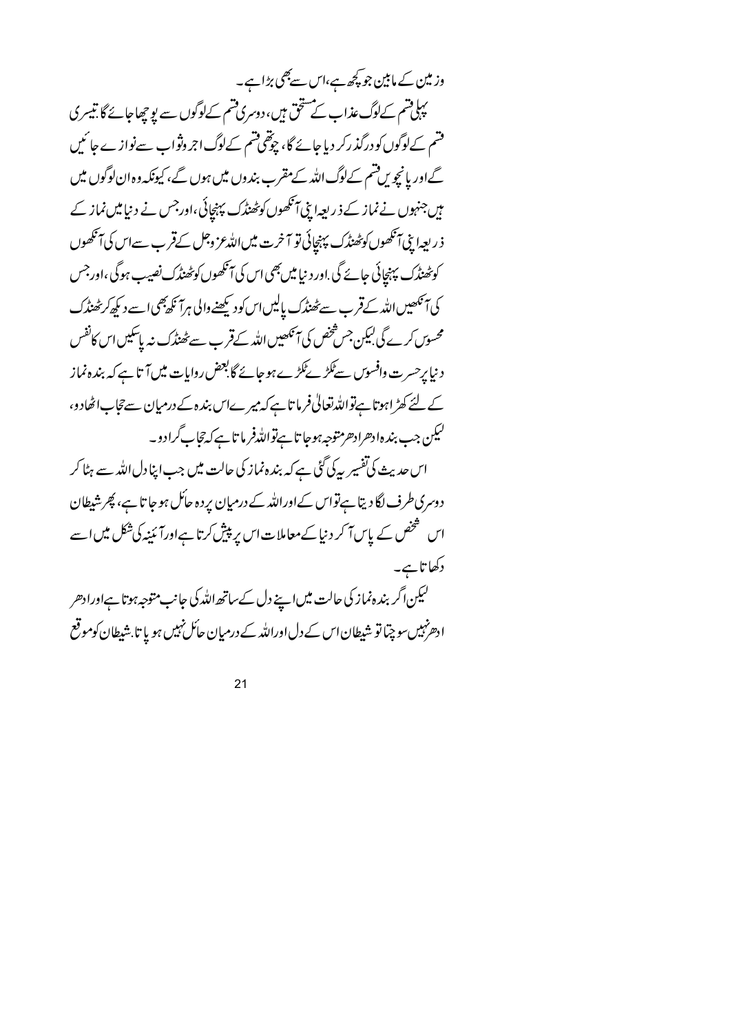وزمین کے مابین جو کچھ ہے، اس سے بھی بڑا ہے۔

پہلی قسم کے لوگ عذاب کے مستحق ہیں، دوسری قسم کے لوگوں سے پوچھا جائے گا، تیسری قسم کے لوگوں کو درگذر کر دیا جائے گا، چوتھی قسم کے لوگ اجر وثواب سے نوازے جائیں گے اور پانچویں قسم کے لوگ اللہ کے مقرب بندوں میں ہوں گے، کیونکہ وہ ان لوگوں میں ہیں جنہوں نے نماز کے ذریعہ اپنی آنکھوں کو ٹھنڈک پہنچائی، اور جس نے دنیا میں نماز کے ذریعہ اپنی آنکھوں کو ٹھنڈک پہنچائی تو آخرت میں اللہ عزوجل کے قرب سے اس کی آنکھوں کو ٹھنڈک پہنچائی جائے گی۔ اور دنیا میں بھی اس کی آنکھوں کو ٹھنڈک نصیب ہوگی، اور جس کی آنکھیں اللہ کے قرب سے ٹھنڈک پالیں اس کو دیکھنے والی ہر آنکھ بھی اسے دیکھ کر ٹھنڈک محسوس کرے گی۔ لیکن جس شخص کی آنکھیں اللہ کے قرب سے ٹھنڈک نہ پاسکیں اس کا نفس دنیا پر حسرت وافسوس سے ٹکڑے ٹکڑے ہو جائے گا۔ بعض روایات میں آتا ہے کہ بندہ نماز کے لئے کھڑا ہوتا ہے تو اللہ تعالیٰ فرماتا ہے کہ میرے اس بندہ کے درمیان سے حجاب اٹھا دو، لیکن جب بندہ ادھر ادھر متوجہ ہو جاتا ہے تو اللہ فرماتا ہے کہ حجاب گرا دو۔

اس حدیث کی تفسیر یہ کی گئی ہے کہ بندہ نماز کی حالت میں جب اپنا دل اللہ سے ہٹا کر دوسری طرف لگا دیتا ہے تو اس کے اور اللہ کے درمیان پردہ حائل ہو جاتا ہے، پھر شیطان اس شخص کے پاس آ کر دنیا کے معاملات اس پر پیش کرتا ہے اور آئینہ کی شکل میں اسے دکھاتا ہے۔

لیکن اگر بندہ نماز کی حالت میں اپنے دل کے ساتھ اللہ کی جانب متوجہ ہوتا ہے اور ادھر ادھر نہیں سوچتا تو شیطان اس کے دل اور اللہ کے درمیان حائل نہیں ہو پاتا۔ شیطان کو موقع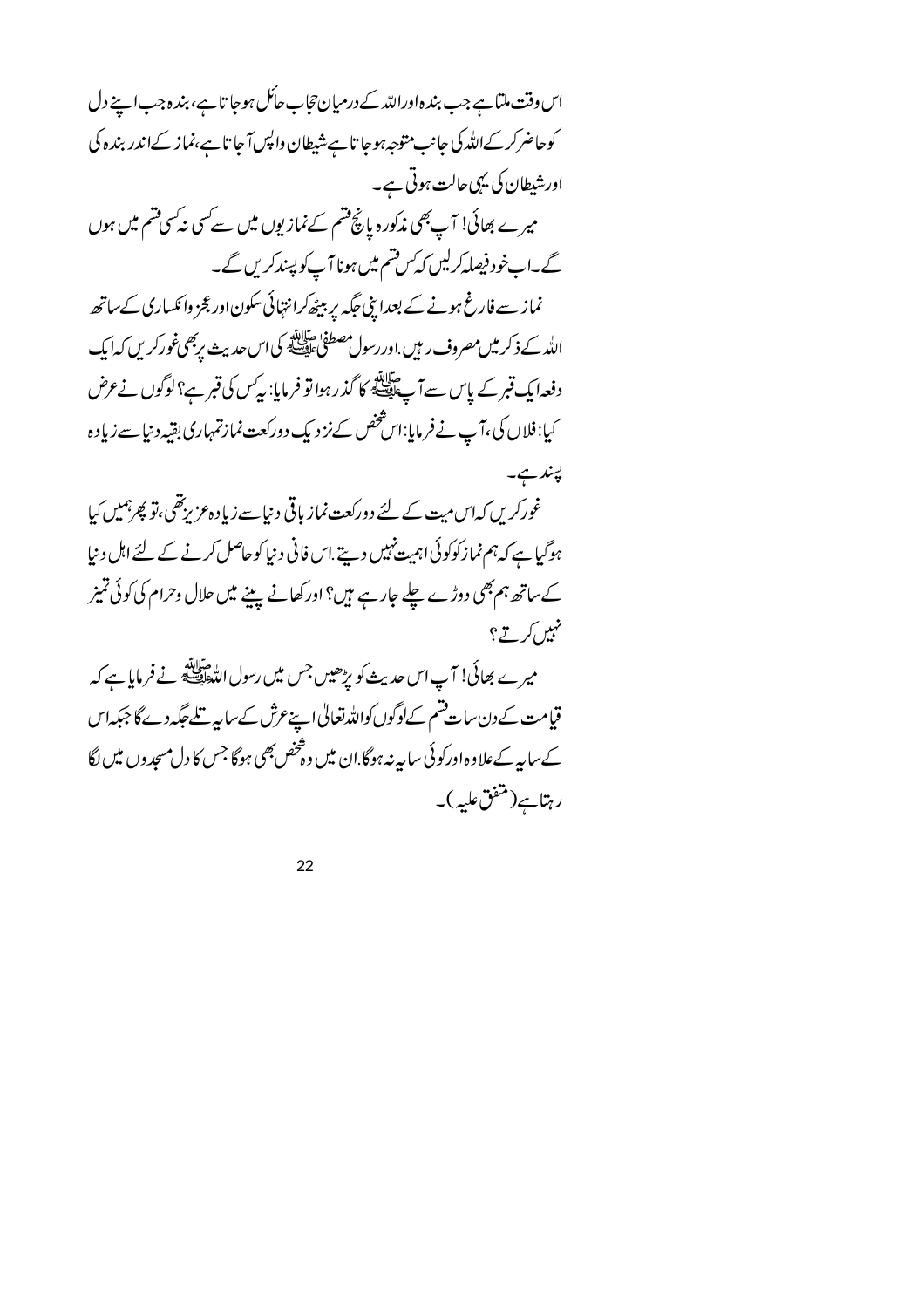اس وقت ملتا ہے جب بندہ اوراللہ کے درمیان حجاب حائل ہوجاتا ہے، بندہ جب اپنے دل کوحاضر کرکے اللہ کی جانب متوجہ ہوجاتا ہے شیطان واپس آجاتا ہے،نماز کے اندر بندہ کی اور شیطان کی یہی حالت ہوتی ہے۔

میرے بھائی! آپ بھی مذکورہ پانچ قسم کے نمازیوں میں سے کسی نہ کسی قسم میں ہوں گے۔اب خود فیصلہ کرلیں کہ کس قسم میں ہونا آپ کو پسند کریں گے۔

نماز سے فارغ ہونے کے بعد اپنی جگہ پر بیٹھ کرانتہائی سکون اور عجز وانکساری کے ساتھ اللہ کے ذکر میں مصروف رہیں.اور رسول مصطفیٰ ﷺ کی اس حدیث پر بھی غور کریں کہ ایک دفعہ ایک قبر کے پاس سے آپ ﷺ کا گذر رہوا تو فرمایا: یہ کس کی قبر ہے؟ لوگوں نے عرض کیا: فلاں کی، آپ نے فرمایا: اس شخص کے نزدیک دورکعت نماز تمہاری بقیہ دنیا سے زیادہ پسند ہے۔

غور کریں کہ اس میت کے لئے دورکعت نماز باقی دنیا سے زیادہ عزیز تھی،تو پھر ہمیں کیا ہوگیا ہے کہ ہم نماز کو کوئی اہمیت نہیں دیتے.اس فانی دنیا کو حاصل کرنے کے لئے اہل دنیا کے ساتھ ہم بھی دوڑے چلے جارہے ہیں؟ اور کھانے پینے میں حلال وحرام کی کوئی تمیز نہیں کرتے؟

میرے بھائی! آپ اس حدیث کو پڑھیں جس میں رسول اللہ ﷺ نے فرمایا ہے کہ قیامت کے دن سات قسم کے لوگوں کو اللہ تعالیٰ اپنے عرش کے سایہ تلے جگہ دے گا جبکہ اس کے سایہ کے علاوہ اور کوئی سایہ نہ ہوگا.ان میں وہ شخص بھی ہوگا جس کا دل مسجدوں میں لگا رہتا ہے (متفق علیہ)۔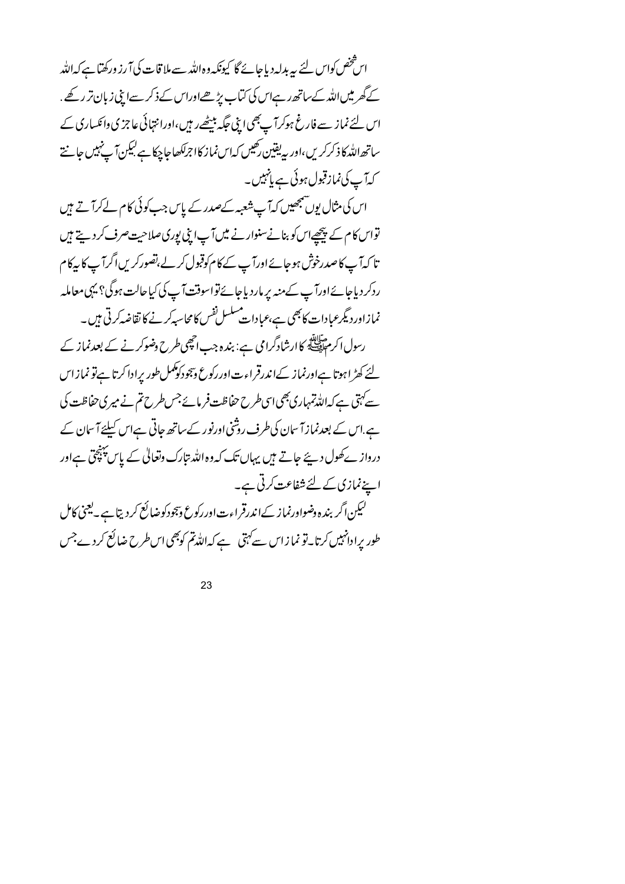اس شخص کو اس لئے یہ بدلہ دیا جائے گا کیونکہ وہ اللہ سے ملاقات کی آرزو رکھتا ہے کہ اللہ کے گھر میں اللہ کے ساتھ رہے اس کی کتاب پڑھے اور اس کے ذکر سے اپنی زبان تر رکھے. اس لئے نماز سے فارغ ہو کر آپ بھی اپنی جگہ بیٹھے رہیں، اور انتہائی عاجزی و انکساری کے ساتھ اللہ کا ذکر کریں، اور یہ یقین رکھیں کہ اس نماز کا اجر لکھا جا چکا ہے لیکن آپ نہیں جانتے کہ آپ کی نماز قبول ہوئی ہے یا نہیں۔

اس کی مثال یوں سمجھیں کہ آپ شعبہ کے صدر کے پاس جب کوئی کام لے کر آتے ہیں تو اس کام کے پیچھے اس کو بنانے سنوارنے میں آپ اپنی پوری صلاحیت صرف کر دیتے ہیں تا کہ آپ کا صدر خوش ہو جائے اور آپ کے کام کو قبول کر لے، تصور کریں اگر آپ کا یہ کام رد کر دیا جائے اور آپ کے منہ پر مار دیا جائے تو اس وقت آپ کی کیا حالت ہوگی؟ یہی معاملہ نماز اور دیگر عبادات کا بھی ہے، عبادات مسلسل نفس کا محاسبہ کرنے کا تقاضہ کرتی ہیں۔

رسول اکرم ﷺ کا ارشاد گرامی ہے: بندہ جب اچھی طرح وضو کرنے کے بعد نماز کے لئے کھڑا ہوتا ہے اور نماز کے اندر قراءت اور رکوع وسجود کو مکمل طور پر ادا کرتا ہے تو نماز اس سے کہتی ہے کہ اللہ تمہاری بھی اسی طرح حفاظت فرمائے جس طرح تم نے میری حفاظت کی ہے. اس کے بعد نماز آسمان کی طرف روشنی اور نور کے ساتھ جاتی ہے اس کیلئے آسمان کے دروازے کھول دیئے جاتے ہیں یہاں تک کہ وہ اللہ تبارک وتعالیٰ کے پاس پہنچتی ہے اور اپنے نمازی کے لئے شفاعت کرتی ہے۔

لیکن اگر بندہ وضو اور نماز کے اندر قراءت اور رکوع وسجود کو ضائع کر دیتا ہے۔ یعنی کامل طور پر ادا نہیں کرتا۔ تو نماز اس سے کہتی ہے کہ اللہ تم کو بھی اس طرح ضائع کر دے جس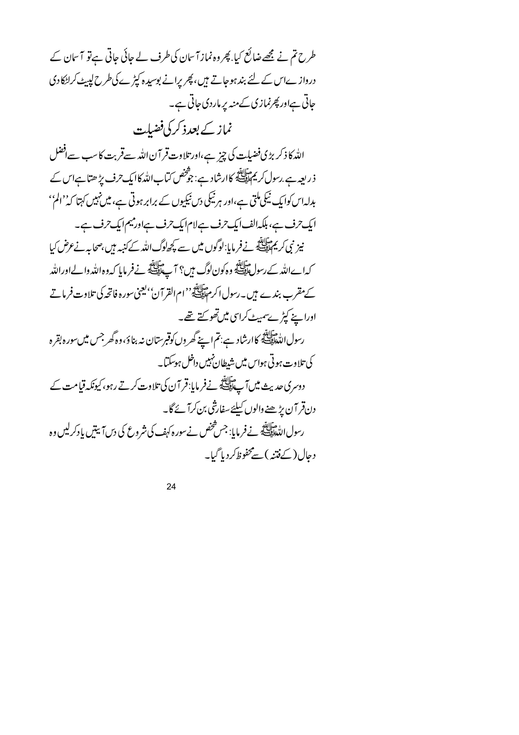طرح تم نے مجھے ضائع کیا. پھر وہ نماز آسمان کی طرف لے جائی جاتی ہے تو آسمان کے دروازے اس کے لئے بند ہو جاتے ہیں، پھر پرانے بوسیدہ کپڑے کی طرح لپیٹ کر لٹکا دی جاتی ہے اور پھر نمازی کے منہ پر ماردی جاتی ہے۔

## نماز کے بعد ذکر کی فضیلت

اللہ کا ذکر بڑی فضیلت کی چیز ہے، اور تلاوت قرآن اللہ سے قربت کا سب سے افضل ذریعہ ہے. رسول کریم ﷺ کا ارشاد ہے: جو شخص کتاب اللہ کا ایک حرف پڑھتا ہے اس کے بدلہ اس کو ایک نیکی ملتی ہے، اور ہر نیکی دس نیکیوں کے برابر ہوتی ہے، میں نہیں کہتا کہ ''الم'' ایک حرف ہے، بلکہ الف ایک حرف ہے لام ایک حرف ہے اور میم ایک حرف ہے۔

نیز نبی کریم ﷺ نے فرمایا: لوگوں میں سے کچھ لوگ اللہ کے کنبہ ہیں، صحابہ نے عرض کیا کہ اے اللہ کے رسول ﷺ وہ کون لوگ ہیں؟ آپ ﷺ نے فرمایا کہ وہ اللہ والے اور اللہ کے مقرب بندے ہیں۔ رسول اکرم ﷺ ''ام القرآن''، یعنی سورہ فاتحہ کی تلاوت فرماتے اور اپنے کپڑے سمیٹ کر اسی میں تھوکتے تھے۔

رسول اللہ ﷺ کا ارشاد ہے: تم اپنے گھروں کو قبرستان نہ بناؤ، وہ گھر جس میں سورہ بقرہ کی تلاوت ہوتی ہو اس میں شیطان نہیں داخل ہو سکتا۔

دوسری حدیث میں آپ ﷺ نے فرمایا: قرآن کی تلاوت کرتے رہو، کیونکہ قیامت کے دن قرآن پڑھنے والوں کیلئے سفارشی بن کر آئے گا۔

رسول اللہ ﷺ نے فرمایا: جس شخص نے سورہ کہف کی شروع کی دس آیتیں یاد کرلیں وہ دجال (کے فتنہ) سے محفوظ کر دیا گیا۔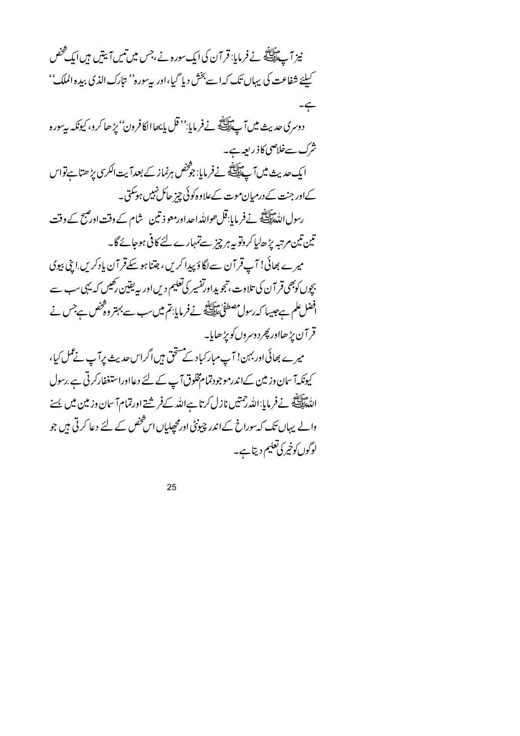نیز آپ ﷺ نے فرمایا: قرآن کی ایک سورہ نے، جس میں تیس آیتیں ہیں ایک شخص کیلئے شفاعت کی یہاں تک کہ اسے بخش دیا گیا، اور یہ سورہ ''تبارک الذی بیدہ الملک'' ہے۔

دوسری حدیث میں آپ ﷺ نے فرمایا: ''قل یایھا الکافرون'' پڑھا کرو، کیونکہ یہ سورہ شرک سے خلاصی کا ذریعہ ہے۔

ایک حدیث میں آپ ﷺ نے فرمایا: جو شخص ہر نماز کے بعد آیت الکرسی پڑھتا ہے تو اس کے اور جنت کے درمیان موت کے علاوہ کوئی چیز حائل نہیں ہو سکتی۔

رسول اللہ ﷺ نے فرمایا: قل ھو اللہ احد اور معوذتین شام کے وقت اور صبح کے وقت تین تین مرتبہ پڑھ لیا کرو تو یہ ہر چیز سے تمہارے لئے کافی ہو جائے گا۔

میرے بھائی! آپ قرآن سے لگاؤ پیدا کریں، جتنا ہو سکے قرآن یاد کریں۔ اپنی بیوی بچوں کو بھی قرآن کی تلاوت، تجوید اور تفسیر کی تعلیم دیں اور یہ یقین رکھیں کہ یہی سب سے افضل علم ہے جیسا کہ رسول مصطفیٰ ﷺ نے فرمایا: تم میں سب سے بہتر وہ شخص ہے، جس نے قرآن پڑھا اور پھر دوسروں کو پڑھایا۔

میرے بھائی اور بہن! آپ مبارکباد کے مستحق ہیں اگر اس حدیث پر آپ نے عمل کیا، کیونکہ آسمان و زمین کے اندر موجود تمام مخلوق آپ کے لئے دعا اور استغفار کرتی ہے۔ رسول اللہ ﷺ نے فرمایا: اللہ رحمتیں نازل کرتا ہے اللہ کے فرشتے اور تمام آسمان و زمین میں بسنے والے یہاں تک کہ سوراخ کے اندر چیونٹی اور مچھلیاں اس شخص کے لئے دعا کرتی ہیں جو لوگوں کو خیر کی تعلیم دیتا ہے۔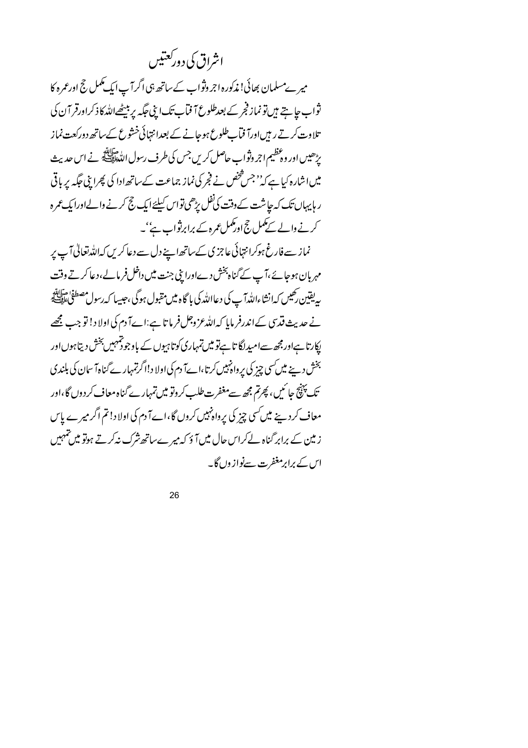# اشراق کی دو رکعتیں

میرے مسلمان بھائی! مذکورہ اجر وثواب کے ساتھ ہی اگر آپ ایک مکمل حج اور عمرہ کا ثواب چاہتے ہیں تو نماز فجر کے بعد طلوع آفتاب تک اپنی جگہ پر بیٹھے اللہ کا ذکر اور قرآن کی تلاوت کرتے رہیں اور آفتاب طلوع ہو جانے کے بعد انتہائی خشوع کے ساتھ دو رکعت نماز پڑھیں اور وہ عظیم اجر وثواب حاصل کریں جس کی طرف رسول اللہ ﷺ نے اس حدیث میں اشارہ کیا ہے کہ ''جس شخص نے فجر کی نماز جماعت کے ساتھ ادا کی پھر اپنی جگہ پر باقی رہا یہاں تک کہ چاشت کے وقت کی نفل پڑھی تو اس کیلئے ایک حج کرنے والے اور ایک عمرہ کرنے والے کے مکمل حج اور مکمل عمرہ کے برابر ثواب ہے''۔

نماز سے فارغ ہو کر انتہائی عاجزی کے ساتھ اپنے دل سے دعا کریں کہ اللہ تعالیٰ آپ پر مہربان ہو جائے، آپ کے گناہ بخش دے اور اپنی جنت میں داخل فرمالے، دعا کرتے وقت یہ یقین رکھیں کہ انشاء اللہ آپ کی دعا اللہ کی بارگاہ میں مقبول ہوگی، جیسا کہ رسول مصطفیٰ ﷺ نے حدیث قدسی کے اندر فرمایا کہ اللہ عزوجل فرماتا ہے: اے آدم کی اولاد! تو جب مجھے پکارتا ہے اور مجھ سے امید لگاتا ہے تو میں تمہاری کوتاہیوں کے باوجود تمہیں بخش دیتا ہوں اور بخش دینے میں کسی چیز کی پرواہ نہیں کرتا، اے آدم کی اولاد! اگر تمہارے گناہ آسمان کی بلندی تک پہنچ جائیں، پھر تم مجھ سے مغفرت طلب کرو تو میں تمہارے گناہ معاف کر دوں گا، اور معاف کر دینے میں کسی چیز کی پرواہ نہیں کروں گا، اے آدم کی اولاد! تم اگر میرے پاس زمین کے برابر گناہ لے کر اس حال میں آؤ کہ میرے ساتھ شرک نہ کرتے ہو تو میں تمہیں اس کے برابر مغفرت سے نوازوں گا۔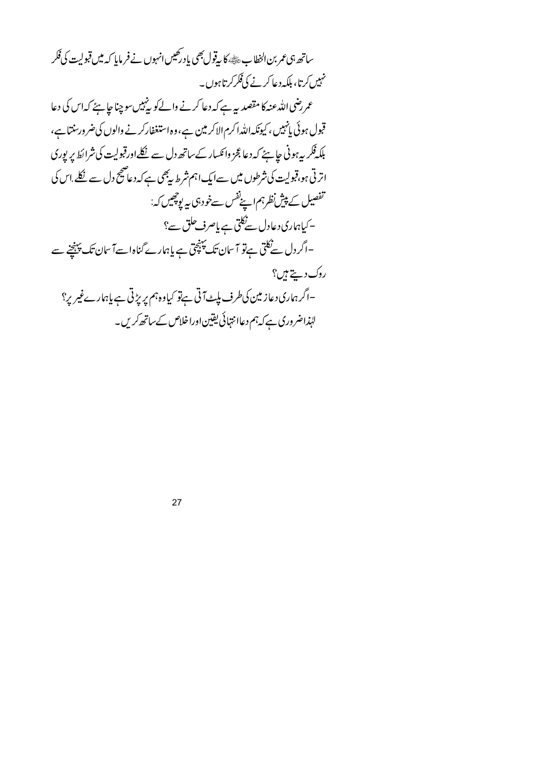ساتھ ہی عمر بن الخطاب ﷺ کا یہ قول بھی یاد رکھیں انہوں نے فرمایا کہ میں قبولیت کی فکر نہیں کرتا، بلکہ دعا کرنے کی فکر کرتا ہوں۔

عمر رضی اللہ عنہ کا مقصد یہ ہے کہ دعا کرنے والے کو یہ نہیں سوچنا چاہئے کہ اس کی دعا قبول ہوئی یا نہیں، کیونکہ اللہ اکرم الاکرمین ہے، وہ استغفار کرنے والوں کی ضرور سنتا ہے، بلکہ فکر یہ ہونی چاہئے کہ دعا عجز وانکسار کے ساتھ دل سے نکلے اور قبولیت کی شرائط پر پوری اترتی ہو، قبولیت کی شرطوں میں سے ایک اہم شرط یہ بھی ہے کہ دعا صحیح دل سے نکلے۔ اس کی تفصیل کے پیش نظر ہم اپنے نفس سے خود ہی یہ پوچھیں کہ:

- کیا ہماری دعا دل سے نکلتی ہے یا صرف حلق سے؟
- اگر دل سے نکلتی ہے تو آسمان تک پہنچتی ہے یا ہمارے گناہ اسے آسمان تک پہنچنے سے روک دیتے ہیں؟
- اگر ہماری دعا زمین کی طرف پلٹ آتی ہے تو کیا وہ ہم پر پڑتی ہے یا ہمارے غیر پر؟

لہٰذا ضروری ہے کہ ہم دعا انتہائی یقین اور اخلاص کے ساتھ کریں۔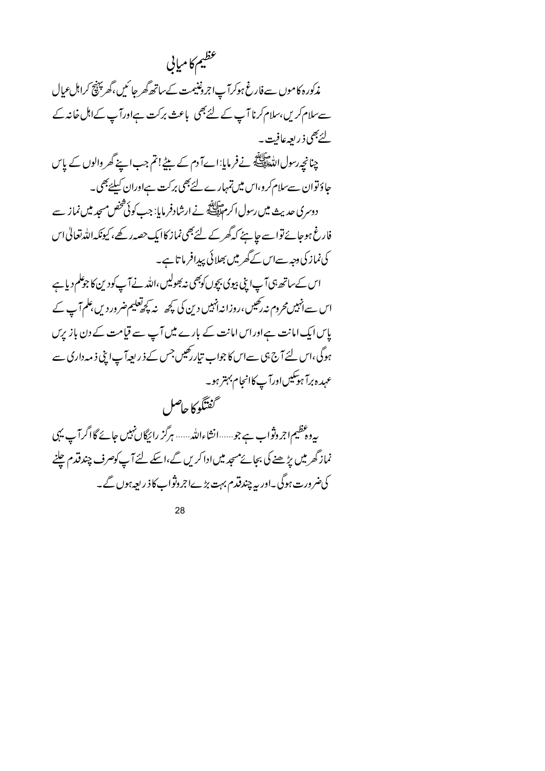## عظیم کامیابی

مذکورہ کاموں سے فارغ ہوکر آپ اجروغنیمت کے ساتھ گھر جائیں، گھر پہنچ کر اہل عیال سے سلام کریں، سلام کرنا آپ کے لئے بھی باعث برکت ہے اور آپ کے اہل خانہ کے لئے بھی ذریعہ عافیت۔

چنانچہ رسول اللہ ﷺ نے فرمایا: اے آدم کے بیٹے! تم جب اپنے گھر والوں کے پاس جاؤ تو ان سے سلام کرو، اس میں تمہارے لئے بھی برکت ہے اور ان کیلئے بھی۔

دوسری حدیث میں رسول اکرم ﷺ نے ارشاد فرمایا: جب کوئی شخص مسجد میں نماز سے فارغ ہوجائے تو اسے چاہئے کہ گھر کے لئے بھی نماز کا ایک حصہ رکھے، کیونکہ اللہ تعالیٰ اس کی نماز کی وجہ سے اس کے گھر میں بھلائی پیدا فرماتا ہے۔

اس کے ساتھ ہی آپ اپنی بیوی بچوں کو بھی نہ بھولیں، اللہ نے آپ کو دین کا جو علم دیا ہے اس سے انہیں محروم نہ رکھیں، روزانہ انہیں دین کی کچھ نہ کچھ تعلیم ضرور دیں، علم آپ کے پاس ایک امانت ہے اور اس امانت کے بارے میں آپ سے قیامت کے دن باز پرس ہوگی، اس لئے آج ہی سے اس کا جواب تیار رکھیں جس کے ذریعہ آپ اپنی ذمہ داری سے عہدہ برآ ہوسکیں اور آپ کا انجام بہتر ہو۔

## گفتگو کا حاصل

یہ وہ عظیم اجر وثواب ہے جو......انشاءاللہ...... ہرگز رائیگاں نہیں جائے گا اگر آپ یہی نماز گھر میں پڑھنے کی بجائے مسجد میں ادا کریں گے، اسکے لئے آپ کو صرف چند قدم چلنے کی ضرورت ہوگی۔ اور یہ چند قدم بہت بڑے اجر وثواب کا ذریعہ ہوں گے۔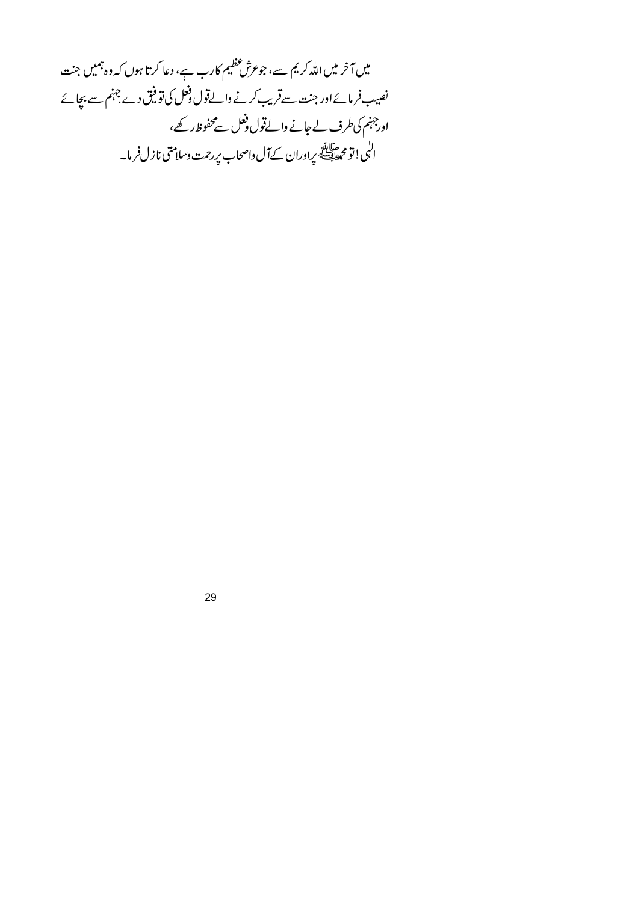میں آخر میں اللہ کریم سے، جو عرش عظیم کا رب ہے، دعا کرتا ہوں کہ وہ ہمیں جنت نصیب فرمائے اور جنت سے قریب کرنے والے قول وفعل کی توفیق دے جہنم سے بچائے اور جہنم کی طرف لے جانے والے قول وفعل سے محفوظ رکھے،

الٰہی! تو محمد ﷺ پر اور ان کے آل واصحاب پر رحمت وسلامتی نازل فرما۔